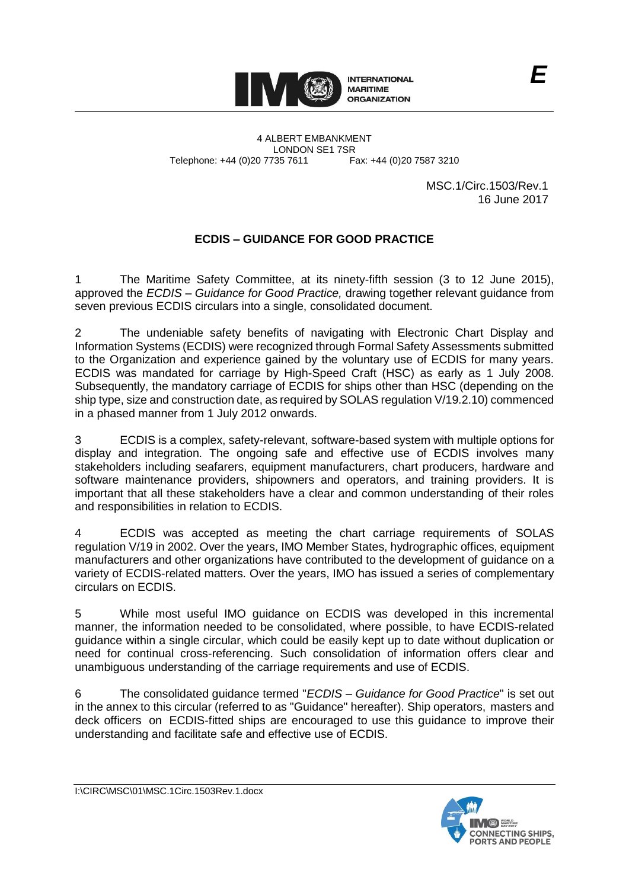INTERNATIONAL MARITIME ORGANIZATION

E

4 ALBERT EMBANKMENT
LONDON SE1 7SR
Telephone: +44 (0)20 7735 7611 Fax: +44 (0)20 7587 3210

MSC.1/Circ.1503/Rev.1
16 June 2017

# ECDIS – GUIDANCE FOR GOOD PRACTICE

1 The Maritime Safety Committee, at its ninety-fifth session (3 to 12 June 2015), approved the *ECDIS – Guidance for Good Practice,* drawing together relevant guidance from seven previous ECDIS circulars into a single, consolidated document.

2 The undeniable safety benefits of navigating with Electronic Chart Display and Information Systems (ECDIS) were recognized through Formal Safety Assessments submitted to the Organization and experience gained by the voluntary use of ECDIS for many years. ECDIS was mandated for carriage by High-Speed Craft (HSC) as early as 1 July 2008. Subsequently, the mandatory carriage of ECDIS for ships other than HSC (depending on the ship type, size and construction date, as required by SOLAS regulation V/19.2.10) commenced in a phased manner from 1 July 2012 onwards.

3 ECDIS is a complex, safety-relevant, software-based system with multiple options for display and integration. The ongoing safe and effective use of ECDIS involves many stakeholders including seafarers, equipment manufacturers, chart producers, hardware and software maintenance providers, shipowners and operators, and training providers. It is important that all these stakeholders have a clear and common understanding of their roles and responsibilities in relation to ECDIS.

4 ECDIS was accepted as meeting the chart carriage requirements of SOLAS regulation V/19 in 2002. Over the years, IMO Member States, hydrographic offices, equipment manufacturers and other organizations have contributed to the development of guidance on a variety of ECDIS-related matters. Over the years, IMO has issued a series of complementary circulars on ECDIS.

5 While most useful IMO guidance on ECDIS was developed in this incremental manner, the information needed to be consolidated, where possible, to have ECDIS-related guidance within a single circular, which could be easily kept up to date without duplication or need for continual cross-referencing. Such consolidation of information offers clear and unambiguous understanding of the carriage requirements and use of ECDIS.

6 The consolidated guidance termed "*ECDIS – Guidance for Good Practice*" is set out in the annex to this circular (referred to as "Guidance" hereafter). Ship operators, masters and deck officers on ECDIS-fitted ships are encouraged to use this guidance to improve their understanding and facilitate safe and effective use of ECDIS.

I:\CIRC\MSC\01\MSC.1Circ.1503Rev.1.docx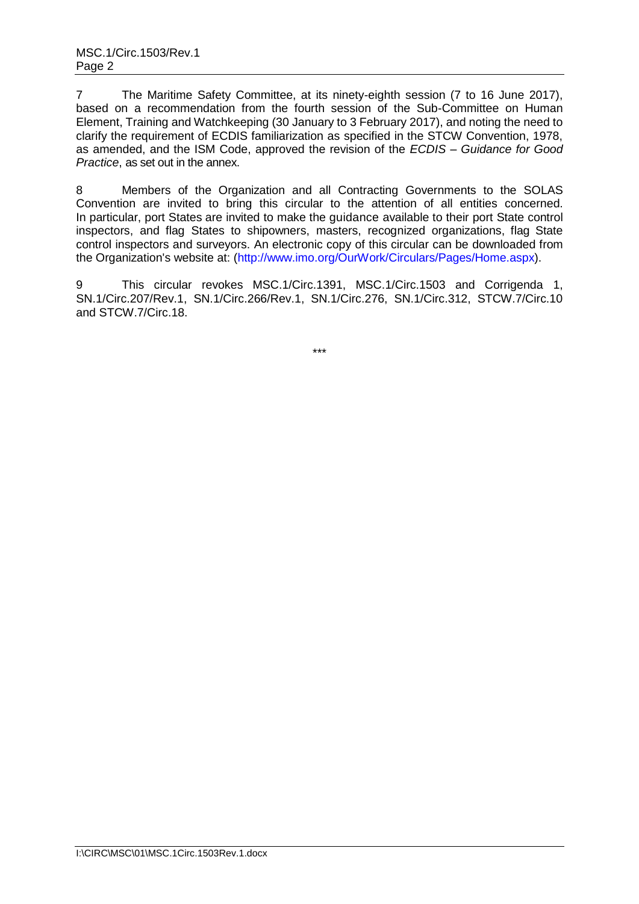7 The Maritime Safety Committee, at its ninety-eighth session (7 to 16 June 2017), based on a recommendation from the fourth session of the Sub-Committee on Human Element, Training and Watchkeeping (30 January to 3 February 2017), and noting the need to clarify the requirement of ECDIS familiarization as specified in the STCW Convention, 1978, as amended, and the ISM Code, approved the revision of the *ECDIS – Guidance for Good Practice*, as set out in the annex.

8 Members of the Organization and all Contracting Governments to the SOLAS Convention are invited to bring this circular to the attention of all entities concerned. In particular, port States are invited to make the guidance available to their port State control inspectors, and flag States to shipowners, masters, recognized organizations, flag State control inspectors and surveyors. An electronic copy of this circular can be downloaded from the Organization's website at: (http://www.imo.org/OurWork/Circulars/Pages/Home.aspx).

9 This circular revokes MSC.1/Circ.1391, MSC.1/Circ.1503 and Corrigenda 1, SN.1/Circ.207/Rev.1, SN.1/Circ.266/Rev.1, SN.1/Circ.276, SN.1/Circ.312, STCW.7/Circ.10 and STCW.7/Circ.18.

\*\*\*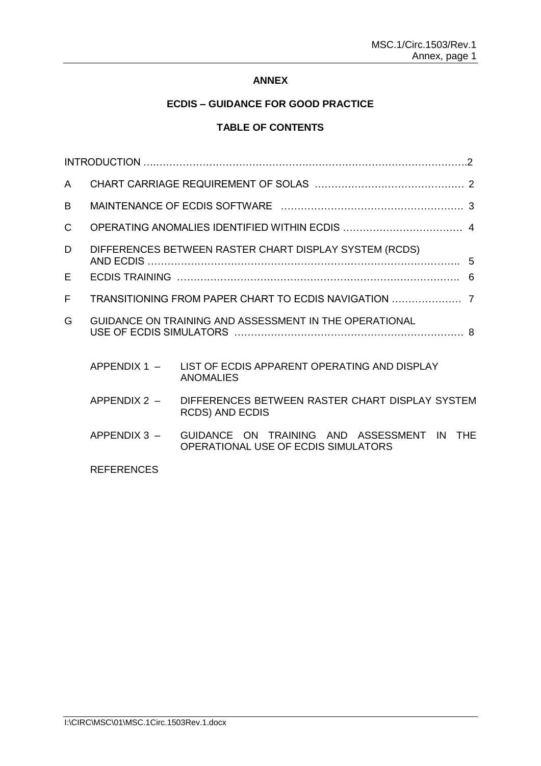**ANNEX**

**ECDIS – GUIDANCE FOR GOOD PRACTICE**

**TABLE OF CONTENTS**

| | | |
|---|---|---|
| | INTRODUCTION | 2 |
| A | CHART CARRIAGE REQUIREMENT OF SOLAS | 2 |
| B | MAINTENANCE OF ECDIS SOFTWARE | 3 |
| C | OPERATING ANOMALIES IDENTIFIED WITHIN ECDIS | 4 |
| D | DIFFERENCES BETWEEN RASTER CHART DISPLAY SYSTEM (RCDS) AND ECDIS | 5 |
| E | ECDIS TRAINING | 6 |
| F | TRANSITIONING FROM PAPER CHART TO ECDIS NAVIGATION | 7 |
| G | GUIDANCE ON TRAINING AND ASSESSMENT IN THE OPERATIONAL USE OF ECDIS SIMULATORS | 8 |

APPENDIX 1 – LIST OF ECDIS APPARENT OPERATING AND DISPLAY ANOMALIES

APPENDIX 2 – DIFFERENCES BETWEEN RASTER CHART DISPLAY SYSTEM RCDS) AND ECDIS

APPENDIX 3 – GUIDANCE ON TRAINING AND ASSESSMENT IN THE OPERATIONAL USE OF ECDIS SIMULATORS

REFERENCES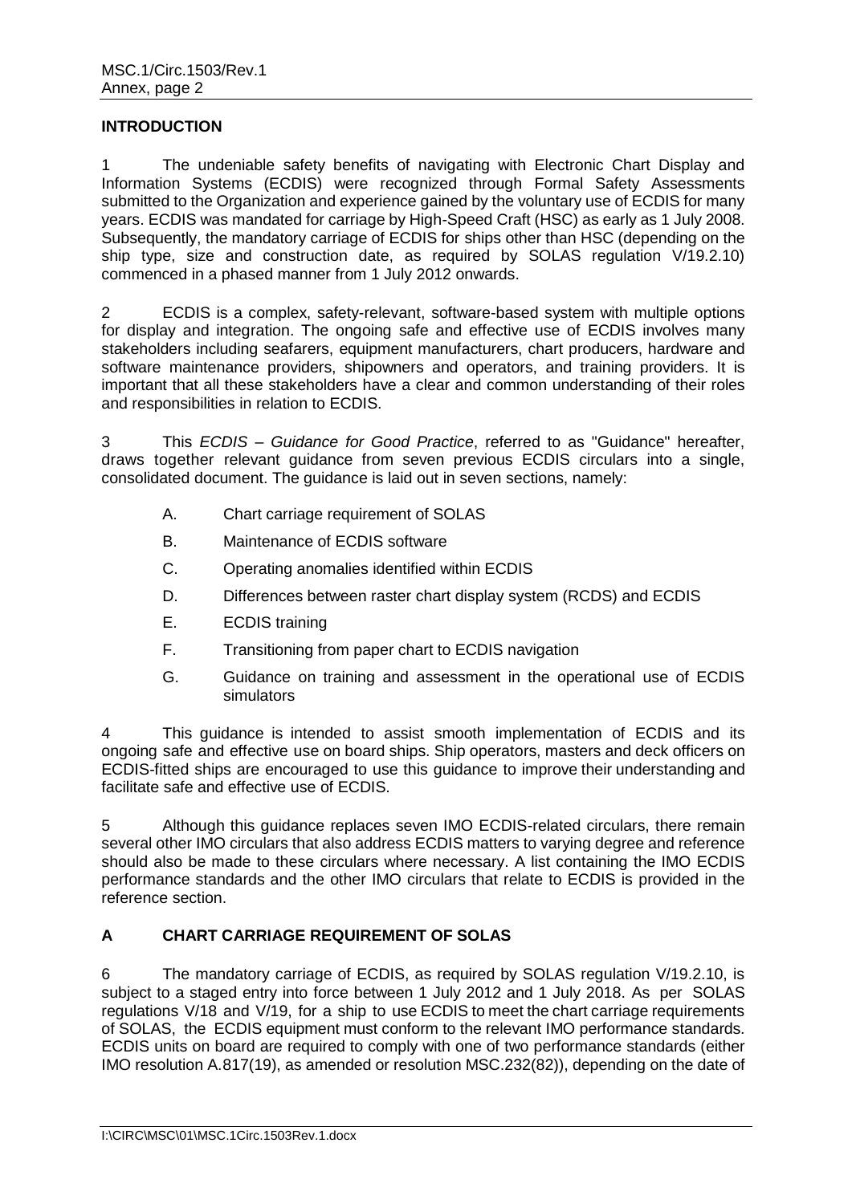## INTRODUCTION

1 The undeniable safety benefits of navigating with Electronic Chart Display and Information Systems (ECDIS) were recognized through Formal Safety Assessments submitted to the Organization and experience gained by the voluntary use of ECDIS for many years. ECDIS was mandated for carriage by High-Speed Craft (HSC) as early as 1 July 2008. Subsequently, the mandatory carriage of ECDIS for ships other than HSC (depending on the ship type, size and construction date, as required by SOLAS regulation V/19.2.10) commenced in a phased manner from 1 July 2012 onwards.

2 ECDIS is a complex, safety-relevant, software-based system with multiple options for display and integration. The ongoing safe and effective use of ECDIS involves many stakeholders including seafarers, equipment manufacturers, chart producers, hardware and software maintenance providers, shipowners and operators, and training providers. It is important that all these stakeholders have a clear and common understanding of their roles and responsibilities in relation to ECDIS.

3 This *ECDIS – Guidance for Good Practice*, referred to as "Guidance" hereafter, draws together relevant guidance from seven previous ECDIS circulars into a single, consolidated document. The guidance is laid out in seven sections, namely:

A. Chart carriage requirement of SOLAS

B. Maintenance of ECDIS software

C. Operating anomalies identified within ECDIS

D. Differences between raster chart display system (RCDS) and ECDIS

E. ECDIS training

F. Transitioning from paper chart to ECDIS navigation

G. Guidance on training and assessment in the operational use of ECDIS simulators

4 This guidance is intended to assist smooth implementation of ECDIS and its ongoing safe and effective use on board ships. Ship operators, masters and deck officers on ECDIS-fitted ships are encouraged to use this guidance to improve their understanding and facilitate safe and effective use of ECDIS.

5 Although this guidance replaces seven IMO ECDIS-related circulars, there remain several other IMO circulars that also address ECDIS matters to varying degree and reference should also be made to these circulars where necessary. A list containing the IMO ECDIS performance standards and the other IMO circulars that relate to ECDIS is provided in the reference section.

## A CHART CARRIAGE REQUIREMENT OF SOLAS

6 The mandatory carriage of ECDIS, as required by SOLAS regulation V/19.2.10, is subject to a staged entry into force between 1 July 2012 and 1 July 2018. As per SOLAS regulations V/18 and V/19, for a ship to use ECDIS to meet the chart carriage requirements of SOLAS, the ECDIS equipment must conform to the relevant IMO performance standards. ECDIS units on board are required to comply with one of two performance standards (either IMO resolution A.817(19), as amended or resolution MSC.232(82)), depending on the date of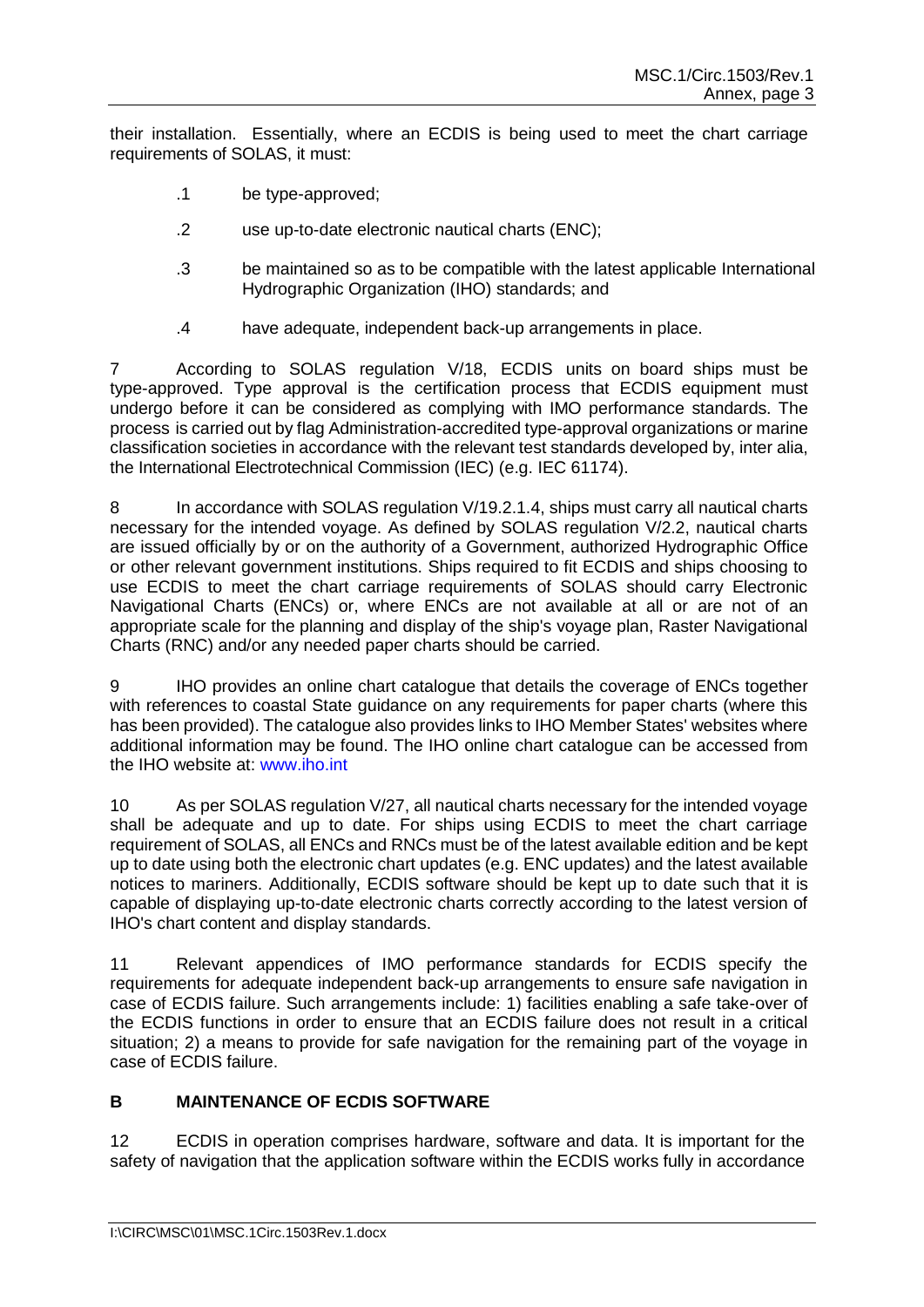their installation. Essentially, where an ECDIS is being used to meet the chart carriage requirements of SOLAS, it must:

.1 be type-approved;

.2 use up-to-date electronic nautical charts (ENC);

.3 be maintained so as to be compatible with the latest applicable International Hydrographic Organization (IHO) standards; and

.4 have adequate, independent back-up arrangements in place.

7 According to SOLAS regulation V/18, ECDIS units on board ships must be type-approved. Type approval is the certification process that ECDIS equipment must undergo before it can be considered as complying with IMO performance standards. The process is carried out by flag Administration-accredited type-approval organizations or marine classification societies in accordance with the relevant test standards developed by, inter alia, the International Electrotechnical Commission (IEC) (e.g. IEC 61174).

8 In accordance with SOLAS regulation V/19.2.1.4, ships must carry all nautical charts necessary for the intended voyage. As defined by SOLAS regulation V/2.2, nautical charts are issued officially by or on the authority of a Government, authorized Hydrographic Office or other relevant government institutions. Ships required to fit ECDIS and ships choosing to use ECDIS to meet the chart carriage requirements of SOLAS should carry Electronic Navigational Charts (ENCs) or, where ENCs are not available at all or are not of an appropriate scale for the planning and display of the ship's voyage plan, Raster Navigational Charts (RNC) and/or any needed paper charts should be carried.

9 IHO provides an online chart catalogue that details the coverage of ENCs together with references to coastal State guidance on any requirements for paper charts (where this has been provided). The catalogue also provides links to IHO Member States' websites where additional information may be found. The IHO online chart catalogue can be accessed from the IHO website at: www.iho.int

10 As per SOLAS regulation V/27, all nautical charts necessary for the intended voyage shall be adequate and up to date. For ships using ECDIS to meet the chart carriage requirement of SOLAS, all ENCs and RNCs must be of the latest available edition and be kept up to date using both the electronic chart updates (e.g. ENC updates) and the latest available notices to mariners. Additionally, ECDIS software should be kept up to date such that it is capable of displaying up-to-date electronic charts correctly according to the latest version of IHO's chart content and display standards.

11 Relevant appendices of IMO performance standards for ECDIS specify the requirements for adequate independent back-up arrangements to ensure safe navigation in case of ECDIS failure. Such arrangements include: 1) facilities enabling a safe take-over of the ECDIS functions in order to ensure that an ECDIS failure does not result in a critical situation; 2) a means to provide for safe navigation for the remaining part of the voyage in case of ECDIS failure.

## B MAINTENANCE OF ECDIS SOFTWARE

12 ECDIS in operation comprises hardware, software and data. It is important for the safety of navigation that the application software within the ECDIS works fully in accordance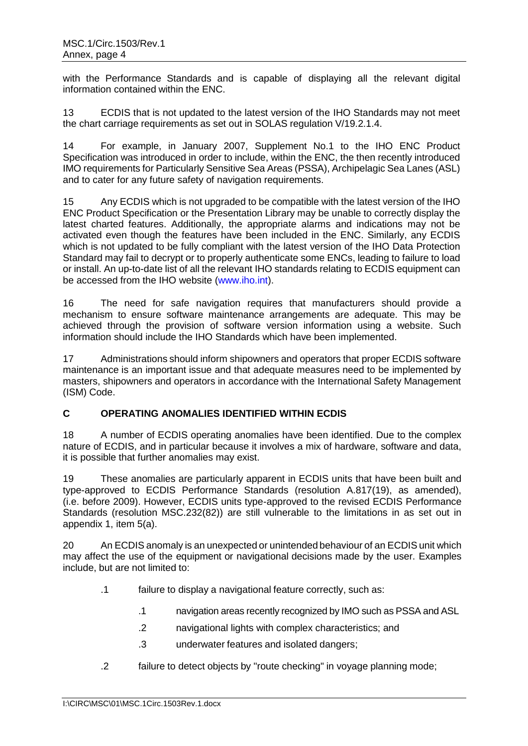with the Performance Standards and is capable of displaying all the relevant digital information contained within the ENC.

13 ECDIS that is not updated to the latest version of the IHO Standards may not meet the chart carriage requirements as set out in SOLAS regulation V/19.2.1.4.

14 For example, in January 2007, Supplement No.1 to the IHO ENC Product Specification was introduced in order to include, within the ENC, the then recently introduced IMO requirements for Particularly Sensitive Sea Areas (PSSA), Archipelagic Sea Lanes (ASL) and to cater for any future safety of navigation requirements.

15 Any ECDIS which is not upgraded to be compatible with the latest version of the IHO ENC Product Specification or the Presentation Library may be unable to correctly display the latest charted features. Additionally, the appropriate alarms and indications may not be activated even though the features have been included in the ENC. Similarly, any ECDIS which is not updated to be fully compliant with the latest version of the IHO Data Protection Standard may fail to decrypt or to properly authenticate some ENCs, leading to failure to load or install. An up-to-date list of all the relevant IHO standards relating to ECDIS equipment can be accessed from the IHO website (www.iho.int).

16 The need for safe navigation requires that manufacturers should provide a mechanism to ensure software maintenance arrangements are adequate. This may be achieved through the provision of software version information using a website. Such information should include the IHO Standards which have been implemented.

17 Administrations should inform shipowners and operators that proper ECDIS software maintenance is an important issue and that adequate measures need to be implemented by masters, shipowners and operators in accordance with the International Safety Management (ISM) Code.

## C OPERATING ANOMALIES IDENTIFIED WITHIN ECDIS

18 A number of ECDIS operating anomalies have been identified. Due to the complex nature of ECDIS, and in particular because it involves a mix of hardware, software and data, it is possible that further anomalies may exist.

19 These anomalies are particularly apparent in ECDIS units that have been built and type-approved to ECDIS Performance Standards (resolution A.817(19), as amended), (i.e. before 2009). However, ECDIS units type-approved to the revised ECDIS Performance Standards (resolution MSC.232(82)) are still vulnerable to the limitations in as set out in appendix 1, item 5(a).

20 An ECDIS anomaly is an unexpected or unintended behaviour of an ECDIS unit which may affect the use of the equipment or navigational decisions made by the user. Examples include, but are not limited to:

- .1 failure to display a navigational feature correctly, such as:
  - .1 navigation areas recently recognized by IMO such as PSSA and ASL
  - .2 navigational lights with complex characteristics; and
  - .3 underwater features and isolated dangers;
- .2 failure to detect objects by "route checking" in voyage planning mode;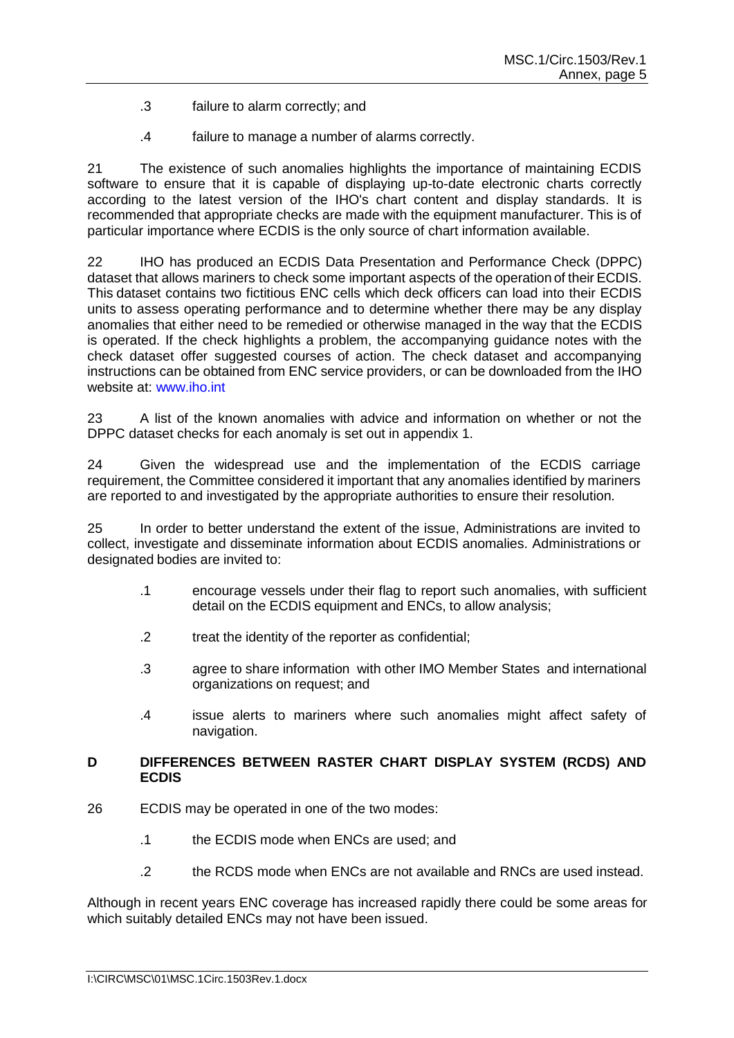.3 failure to alarm correctly; and

.4 failure to manage a number of alarms correctly.

21 The existence of such anomalies highlights the importance of maintaining ECDIS software to ensure that it is capable of displaying up-to-date electronic charts correctly according to the latest version of the IHO's chart content and display standards. It is recommended that appropriate checks are made with the equipment manufacturer. This is of particular importance where ECDIS is the only source of chart information available.

22 IHO has produced an ECDIS Data Presentation and Performance Check (DPPC) dataset that allows mariners to check some important aspects of the operation of their ECDIS. This dataset contains two fictitious ENC cells which deck officers can load into their ECDIS units to assess operating performance and to determine whether there may be any display anomalies that either need to be remedied or otherwise managed in the way that the ECDIS is operated. If the check highlights a problem, the accompanying guidance notes with the check dataset offer suggested courses of action. The check dataset and accompanying instructions can be obtained from ENC service providers, or can be downloaded from the IHO website at: www.iho.int

23 A list of the known anomalies with advice and information on whether or not the DPPC dataset checks for each anomaly is set out in appendix 1.

24 Given the widespread use and the implementation of the ECDIS carriage requirement, the Committee considered it important that any anomalies identified by mariners are reported to and investigated by the appropriate authorities to ensure their resolution.

25 In order to better understand the extent of the issue, Administrations are invited to collect, investigate and disseminate information about ECDIS anomalies. Administrations or designated bodies are invited to:

.1 encourage vessels under their flag to report such anomalies, with sufficient detail on the ECDIS equipment and ENCs, to allow analysis;

.2 treat the identity of the reporter as confidential;

.3 agree to share information with other IMO Member States and international organizations on request; and

.4 issue alerts to mariners where such anomalies might affect safety of navigation.

## D DIFFERENCES BETWEEN RASTER CHART DISPLAY SYSTEM (RCDS) AND ECDIS

26 ECDIS may be operated in one of the two modes:

.1 the ECDIS mode when ENCs are used; and

.2 the RCDS mode when ENCs are not available and RNCs are used instead.

Although in recent years ENC coverage has increased rapidly there could be some areas for which suitably detailed ENCs may not have been issued.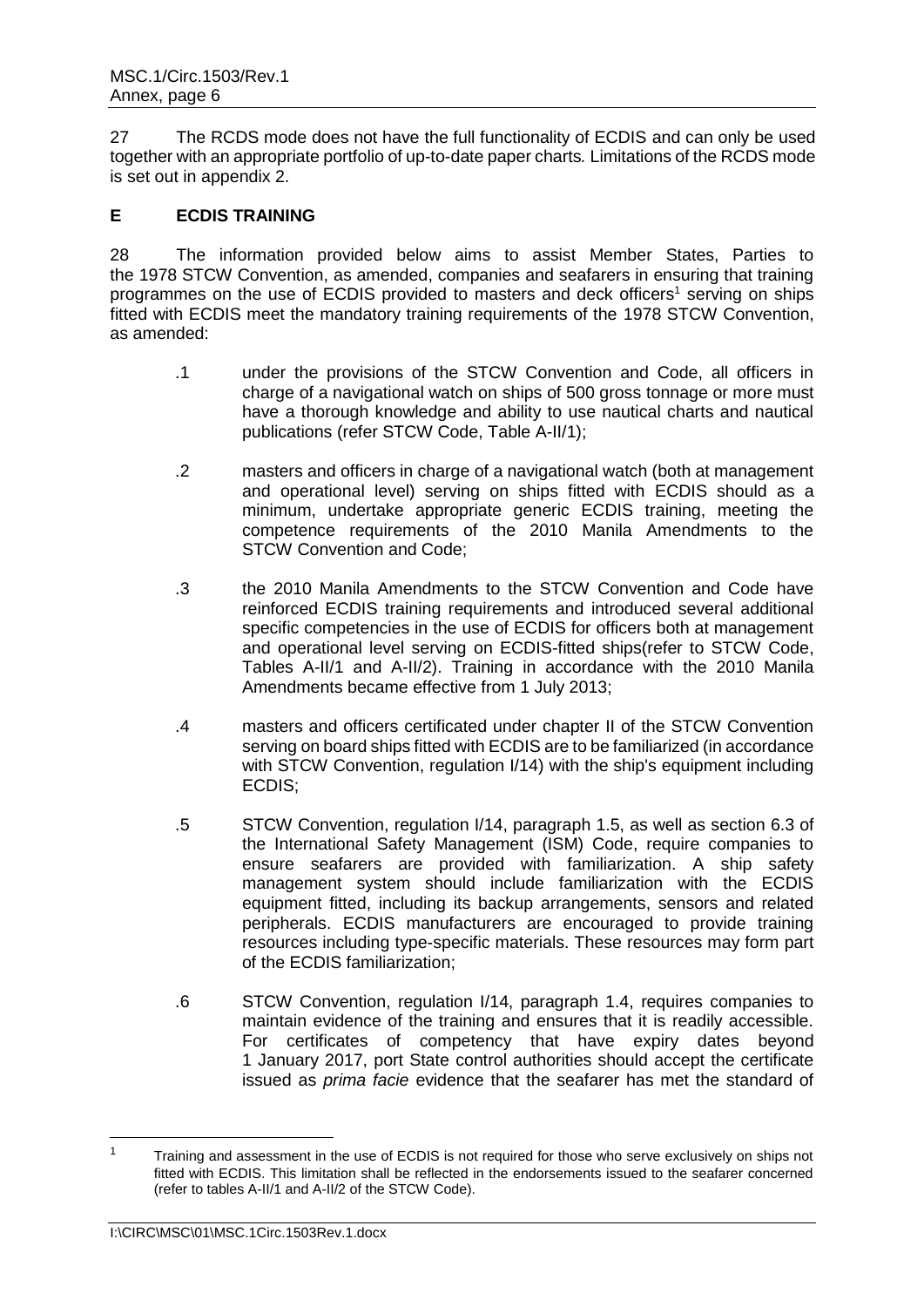27 The RCDS mode does not have the full functionality of ECDIS and can only be used together with an appropriate portfolio of up-to-date paper charts*.* Limitations of the RCDS mode is set out in appendix 2.

## E ECDIS TRAINING

28 The information provided below aims to assist Member States, Parties to the 1978 STCW Convention, as amended, companies and seafarers in ensuring that training programmes on the use of ECDIS provided to masters and deck officers[1] serving on ships fitted with ECDIS meet the mandatory training requirements of the 1978 STCW Convention, as amended:

.1 under the provisions of the STCW Convention and Code, all officers in charge of a navigational watch on ships of 500 gross tonnage or more must have a thorough knowledge and ability to use nautical charts and nautical publications (refer STCW Code, Table A-II/1);

.2 masters and officers in charge of a navigational watch (both at management and operational level) serving on ships fitted with ECDIS should as a minimum, undertake appropriate generic ECDIS training, meeting the competence requirements of the 2010 Manila Amendments to the STCW Convention and Code;

.3 the 2010 Manila Amendments to the STCW Convention and Code have reinforced ECDIS training requirements and introduced several additional specific competencies in the use of ECDIS for officers both at management and operational level serving on ECDIS-fitted ships(refer to STCW Code, Tables A-II/1 and A-II/2). Training in accordance with the 2010 Manila Amendments became effective from 1 July 2013;

.4 masters and officers certificated under chapter II of the STCW Convention serving on board ships fitted with ECDIS are to be familiarized (in accordance with STCW Convention, regulation I/14) with the ship's equipment including ECDIS;

.5 STCW Convention, regulation I/14, paragraph 1.5, as well as section 6.3 of the International Safety Management (ISM) Code, require companies to ensure seafarers are provided with familiarization. A ship safety management system should include familiarization with the ECDIS equipment fitted, including its backup arrangements, sensors and related peripherals. ECDIS manufacturers are encouraged to provide training resources including type-specific materials. These resources may form part of the ECDIS familiarization;

.6 STCW Convention, regulation I/14, paragraph 1.4, requires companies to maintain evidence of the training and ensures that it is readily accessible. For certificates of competency that have expiry dates beyond 1 January 2017, port State control authorities should accept the certificate issued as *prima facie* evidence that the seafarer has met the standard of

---

[1] Training and assessment in the use of ECDIS is not required for those who serve exclusively on ships not fitted with ECDIS. This limitation shall be reflected in the endorsements issued to the seafarer concerned (refer to tables A-II/1 and A-II/2 of the STCW Code).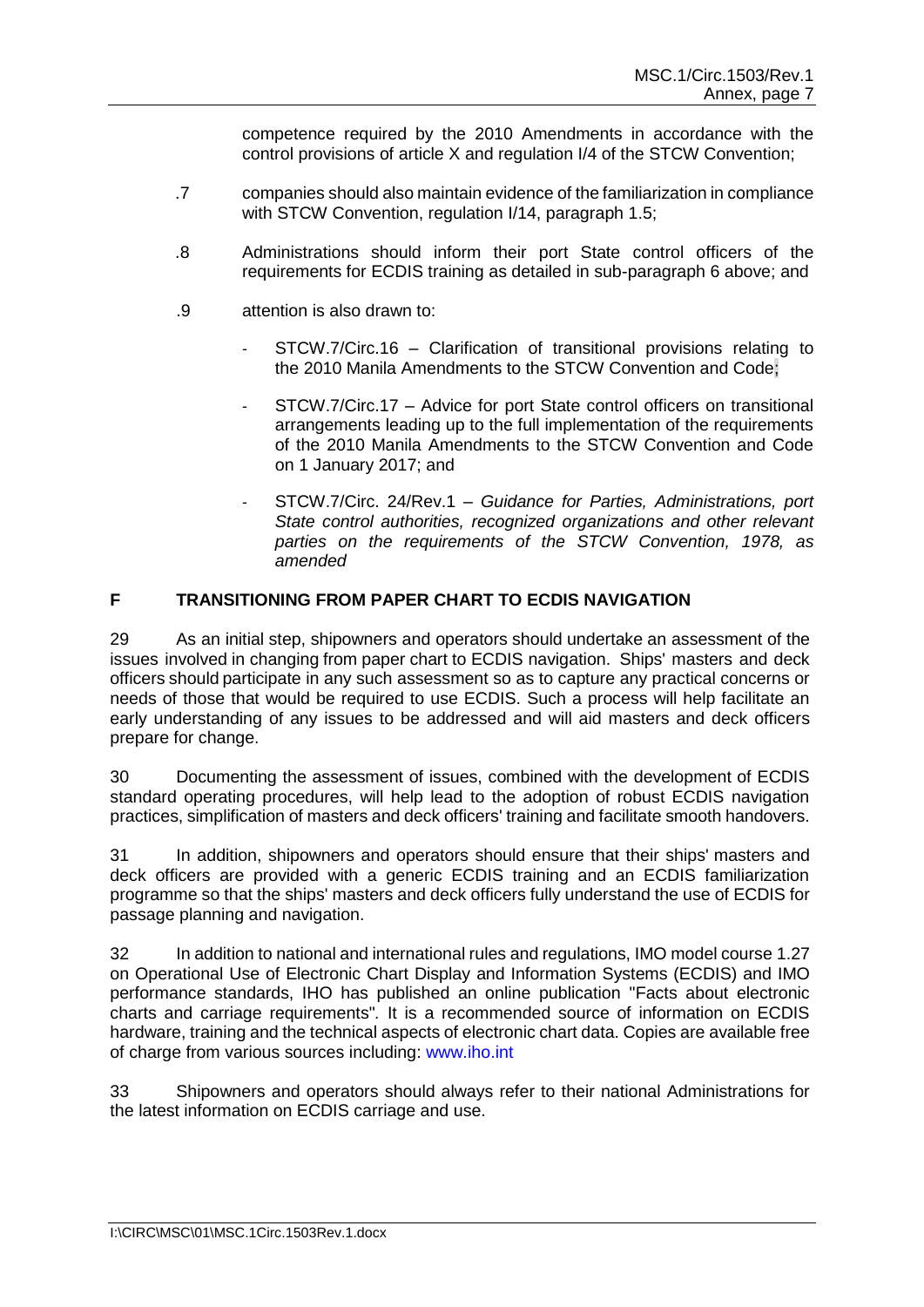competence required by the 2010 Amendments in accordance with the control provisions of article X and regulation I/4 of the STCW Convention;

.7 companies should also maintain evidence of the familiarization in compliance with STCW Convention, regulation I/14, paragraph 1.5;

.8 Administrations should inform their port State control officers of the requirements for ECDIS training as detailed in sub-paragraph 6 above; and

.9 attention is also drawn to:

- STCW.7/Circ.16 – Clarification of transitional provisions relating to the 2010 Manila Amendments to the STCW Convention and Code;
- STCW.7/Circ.17 – Advice for port State control officers on transitional arrangements leading up to the full implementation of the requirements of the 2010 Manila Amendments to the STCW Convention and Code on 1 January 2017; and
- STCW.7/Circ. 24/Rev.1 – *Guidance for Parties, Administrations, port State control authorities, recognized organizations and other relevant parties on the requirements of the STCW Convention, 1978, as amended*

## F TRANSITIONING FROM PAPER CHART TO ECDIS NAVIGATION

29 As an initial step, shipowners and operators should undertake an assessment of the issues involved in changing from paper chart to ECDIS navigation. Ships' masters and deck officers should participate in any such assessment so as to capture any practical concerns or needs of those that would be required to use ECDIS. Such a process will help facilitate an early understanding of any issues to be addressed and will aid masters and deck officers prepare for change.

30 Documenting the assessment of issues, combined with the development of ECDIS standard operating procedures, will help lead to the adoption of robust ECDIS navigation practices, simplification of masters and deck officers' training and facilitate smooth handovers.

31 In addition, shipowners and operators should ensure that their ships' masters and deck officers are provided with a generic ECDIS training and an ECDIS familiarization programme so that the ships' masters and deck officers fully understand the use of ECDIS for passage planning and navigation.

32 In addition to national and international rules and regulations, IMO model course 1.27 on Operational Use of Electronic Chart Display and Information Systems (ECDIS) and IMO performance standards, IHO has published an online publication "Facts about electronic charts and carriage requirements". It is a recommended source of information on ECDIS hardware, training and the technical aspects of electronic chart data. Copies are available free of charge from various sources including: www.iho.int

33 Shipowners and operators should always refer to their national Administrations for the latest information on ECDIS carriage and use.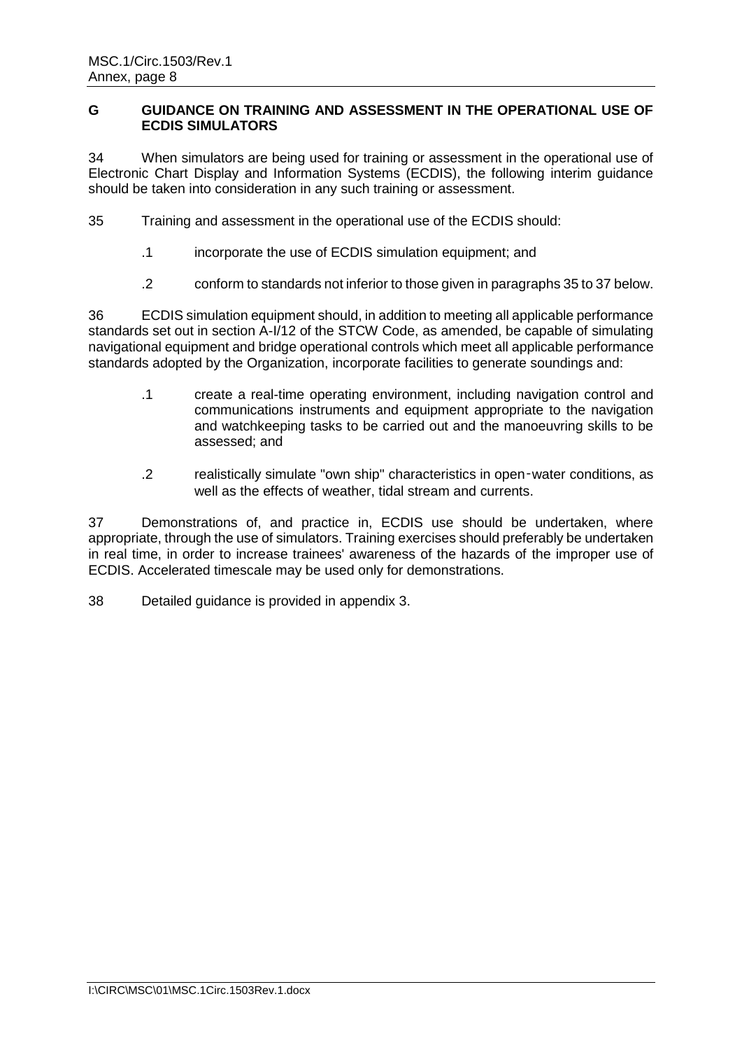## G GUIDANCE ON TRAINING AND ASSESSMENT IN THE OPERATIONAL USE OF ECDIS SIMULATORS

34 When simulators are being used for training or assessment in the operational use of Electronic Chart Display and Information Systems (ECDIS), the following interim guidance should be taken into consideration in any such training or assessment.

35 Training and assessment in the operational use of the ECDIS should:

.1 incorporate the use of ECDIS simulation equipment; and

.2 conform to standards not inferior to those given in paragraphs 35 to 37 below.

36 ECDIS simulation equipment should, in addition to meeting all applicable performance standards set out in section A-I/12 of the STCW Code, as amended, be capable of simulating navigational equipment and bridge operational controls which meet all applicable performance standards adopted by the Organization, incorporate facilities to generate soundings and:

.1 create a real-time operating environment, including navigation control and communications instruments and equipment appropriate to the navigation and watchkeeping tasks to be carried out and the manoeuvring skills to be assessed; and

.2 realistically simulate "own ship" characteristics in open-water conditions, as well as the effects of weather, tidal stream and currents.

37 Demonstrations of, and practice in, ECDIS use should be undertaken, where appropriate, through the use of simulators. Training exercises should preferably be undertaken in real time, in order to increase trainees' awareness of the hazards of the improper use of ECDIS. Accelerated timescale may be used only for demonstrations.

38 Detailed guidance is provided in appendix 3.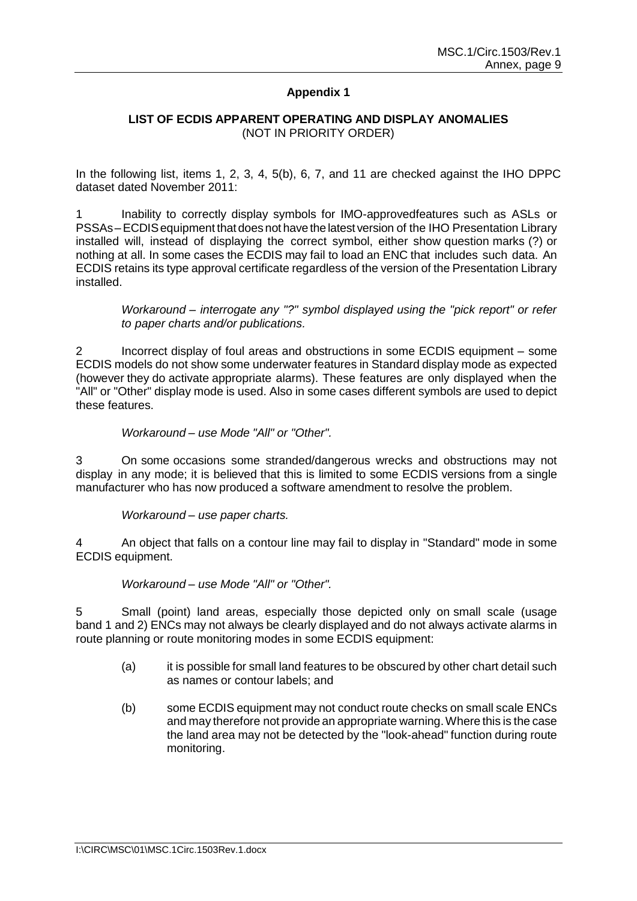## Appendix 1

### LIST OF ECDIS APPARENT OPERATING AND DISPLAY ANOMALIES
(NOT IN PRIORITY ORDER)

In the following list, items 1, 2, 3, 4, 5(b), 6, 7, and 11 are checked against the IHO DPPC dataset dated November 2011:

1 Inability to correctly display symbols for IMO-approvedfeatures such as ASLs or PSSAs – ECDIS equipment that does not have the latest version of the IHO Presentation Library installed will, instead of displaying the correct symbol, either show question marks (?) or nothing at all. In some cases the ECDIS may fail to load an ENC that includes such data. An ECDIS retains its type approval certificate regardless of the version of the Presentation Library installed.

> *Workaround – interrogate any "?" symbol displayed using the "pick report" or refer to paper charts and/or publications.*

2 Incorrect display of foul areas and obstructions in some ECDIS equipment – some ECDIS models do not show some underwater features in Standard display mode as expected (however they do activate appropriate alarms). These features are only displayed when the "All" or "Other" display mode is used. Also in some cases different symbols are used to depict these features.

> *Workaround – use Mode "All" or "Other".*

3 On some occasions some stranded/dangerous wrecks and obstructions may not display in any mode; it is believed that this is limited to some ECDIS versions from a single manufacturer who has now produced a software amendment to resolve the problem.

> *Workaround – use paper charts.*

4 An object that falls on a contour line may fail to display in "Standard" mode in some ECDIS equipment.

> *Workaround – use Mode "All" or "Other".*

5 Small (point) land areas, especially those depicted only on small scale (usage band 1 and 2) ENCs may not always be clearly displayed and do not always activate alarms in route planning or route monitoring modes in some ECDIS equipment:

- (a) it is possible for small land features to be obscured by other chart detail such as names or contour labels; and
- (b) some ECDIS equipment may not conduct route checks on small scale ENCs and may therefore not provide an appropriate warning. Where this is the case the land area may not be detected by the "look-ahead" function during route monitoring.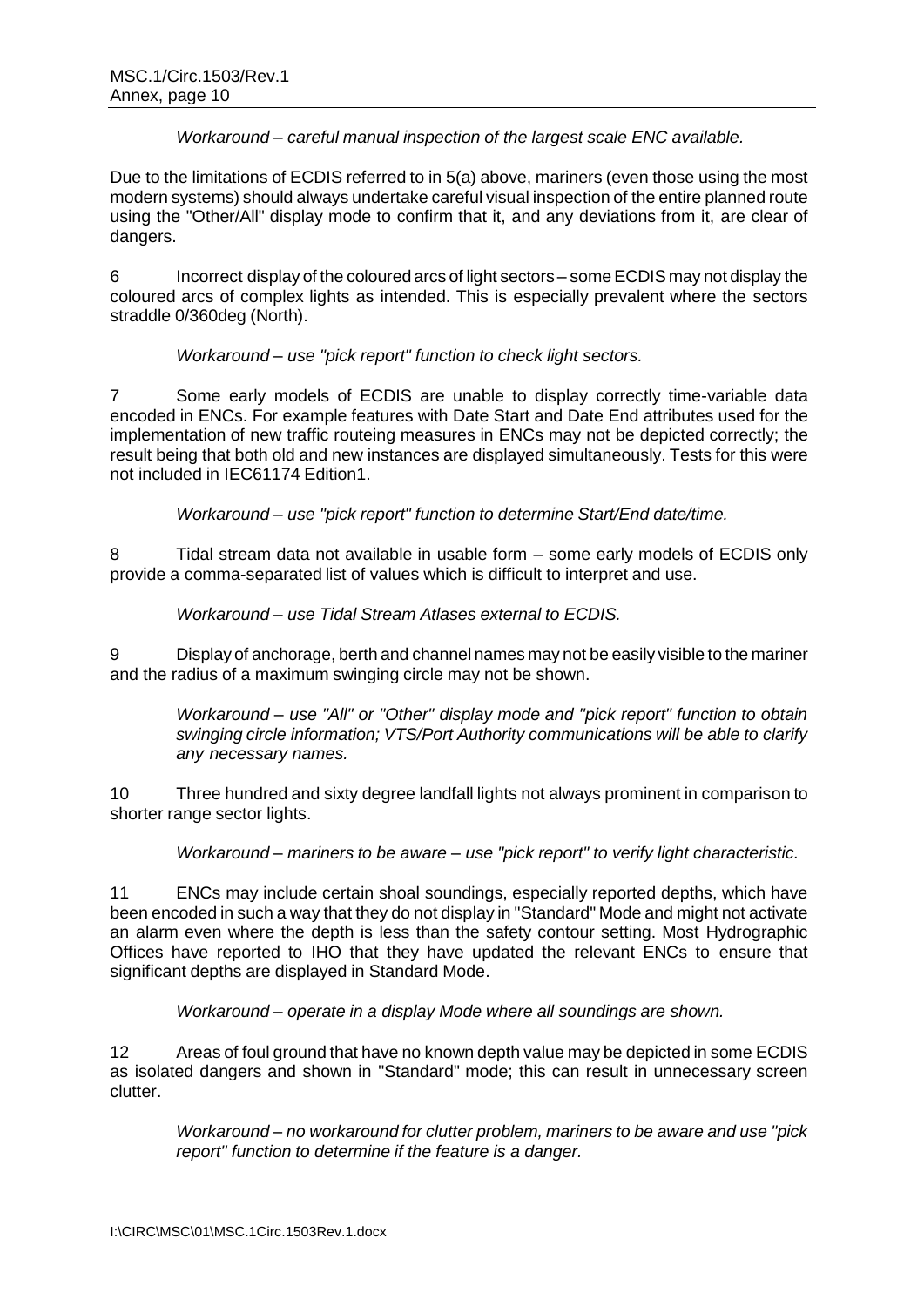*Workaround – careful manual inspection of the largest scale ENC available.*

Due to the limitations of ECDIS referred to in 5(a) above, mariners (even those using the most modern systems) should always undertake careful visual inspection of the entire planned route using the "Other/All" display mode to confirm that it, and any deviations from it, are clear of dangers.

6 Incorrect display of the coloured arcs of light sectors – some ECDIS may not display the coloured arcs of complex lights as intended. This is especially prevalent where the sectors straddle 0/360deg (North).

*Workaround – use "pick report" function to check light sectors.*

7 Some early models of ECDIS are unable to display correctly time-variable data encoded in ENCs. For example features with Date Start and Date End attributes used for the implementation of new traffic routeing measures in ENCs may not be depicted correctly; the result being that both old and new instances are displayed simultaneously. Tests for this were not included in IEC61174 Edition1.

*Workaround – use "pick report" function to determine Start/End date/time.*

8 Tidal stream data not available in usable form – some early models of ECDIS only provide a comma-separated list of values which is difficult to interpret and use.

*Workaround – use Tidal Stream Atlases external to ECDIS.*

9 Display of anchorage, berth and channel names may not be easily visible to the mariner and the radius of a maximum swinging circle may not be shown.

> *Workaround – use "All" or "Other" display mode and "pick report" function to obtain swinging circle information; VTS/Port Authority communications will be able to clarify any necessary names.*

10 Three hundred and sixty degree landfall lights not always prominent in comparison to shorter range sector lights.

*Workaround – mariners to be aware – use "pick report" to verify light characteristic.*

11 ENCs may include certain shoal soundings, especially reported depths, which have been encoded in such a way that they do not display in "Standard" Mode and might not activate an alarm even where the depth is less than the safety contour setting. Most Hydrographic Offices have reported to IHO that they have updated the relevant ENCs to ensure that significant depths are displayed in Standard Mode.

*Workaround – operate in a display Mode where all soundings are shown.*

12 Areas of foul ground that have no known depth value may be depicted in some ECDIS as isolated dangers and shown in "Standard" mode; this can result in unnecessary screen clutter.

> *Workaround – no workaround for clutter problem, mariners to be aware and use "pick report" function to determine if the feature is a danger.*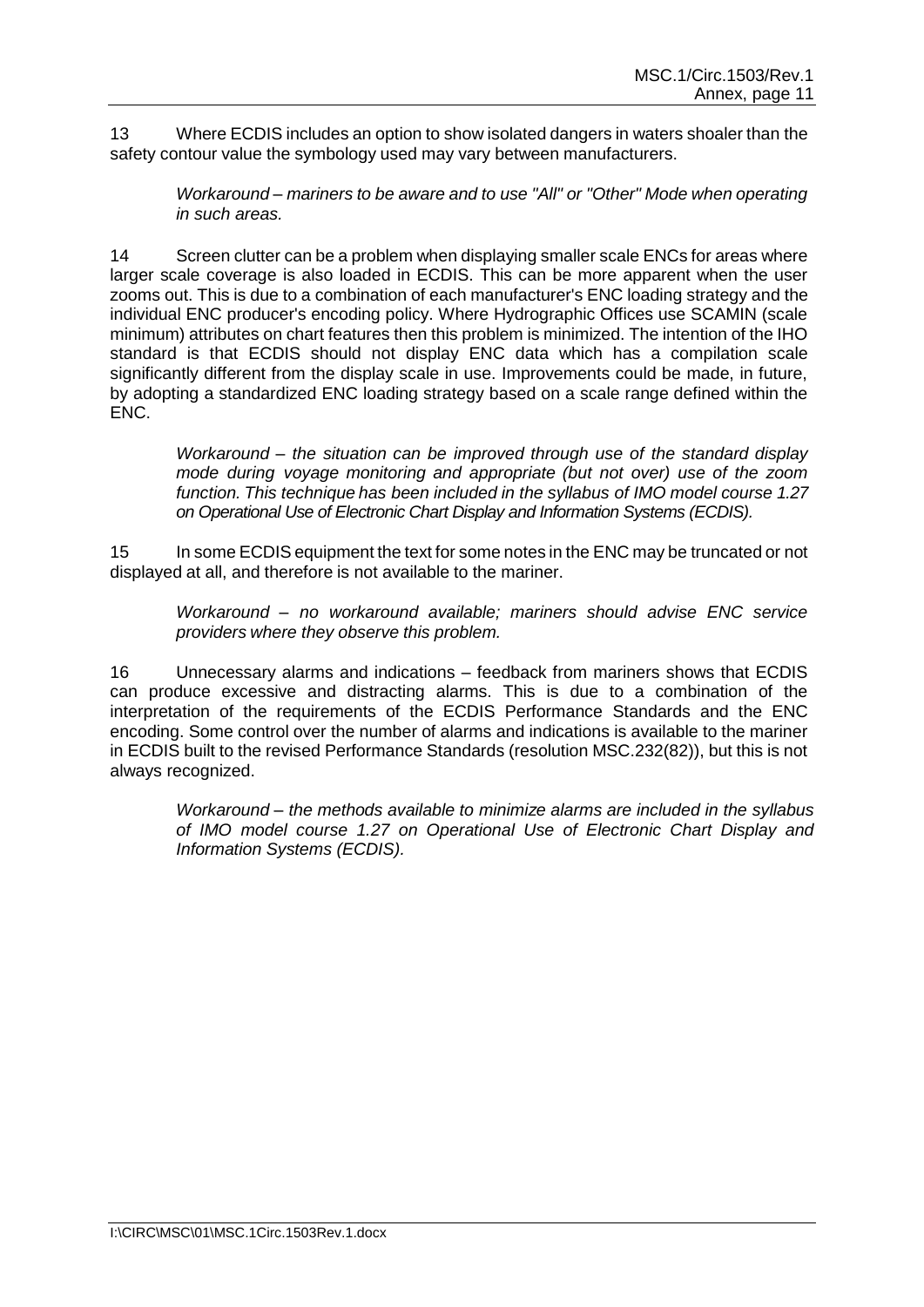13 Where ECDIS includes an option to show isolated dangers in waters shoaler than the safety contour value the symbology used may vary between manufacturers.

> *Workaround – mariners to be aware and to use "All" or "Other" Mode when operating in such areas.*

14 Screen clutter can be a problem when displaying smaller scale ENCs for areas where larger scale coverage is also loaded in ECDIS. This can be more apparent when the user zooms out. This is due to a combination of each manufacturer's ENC loading strategy and the individual ENC producer's encoding policy. Where Hydrographic Offices use SCAMIN (scale minimum) attributes on chart features then this problem is minimized. The intention of the IHO standard is that ECDIS should not display ENC data which has a compilation scale significantly different from the display scale in use. Improvements could be made, in future, by adopting a standardized ENC loading strategy based on a scale range defined within the ENC.

> *Workaround – the situation can be improved through use of the standard display mode during voyage monitoring and appropriate (but not over) use of the zoom function. This technique has been included in the syllabus of IMO model course 1.27 on Operational Use of Electronic Chart Display and Information Systems (ECDIS).*

15 In some ECDIS equipment the text for some notes in the ENC may be truncated or not displayed at all, and therefore is not available to the mariner.

> *Workaround – no workaround available; mariners should advise ENC service providers where they observe this problem.*

16 Unnecessary alarms and indications – feedback from mariners shows that ECDIS can produce excessive and distracting alarms. This is due to a combination of the interpretation of the requirements of the ECDIS Performance Standards and the ENC encoding. Some control over the number of alarms and indications is available to the mariner in ECDIS built to the revised Performance Standards (resolution MSC.232(82)), but this is not always recognized.

> *Workaround – the methods available to minimize alarms are included in the syllabus of IMO model course 1.27 on Operational Use of Electronic Chart Display and Information Systems (ECDIS).*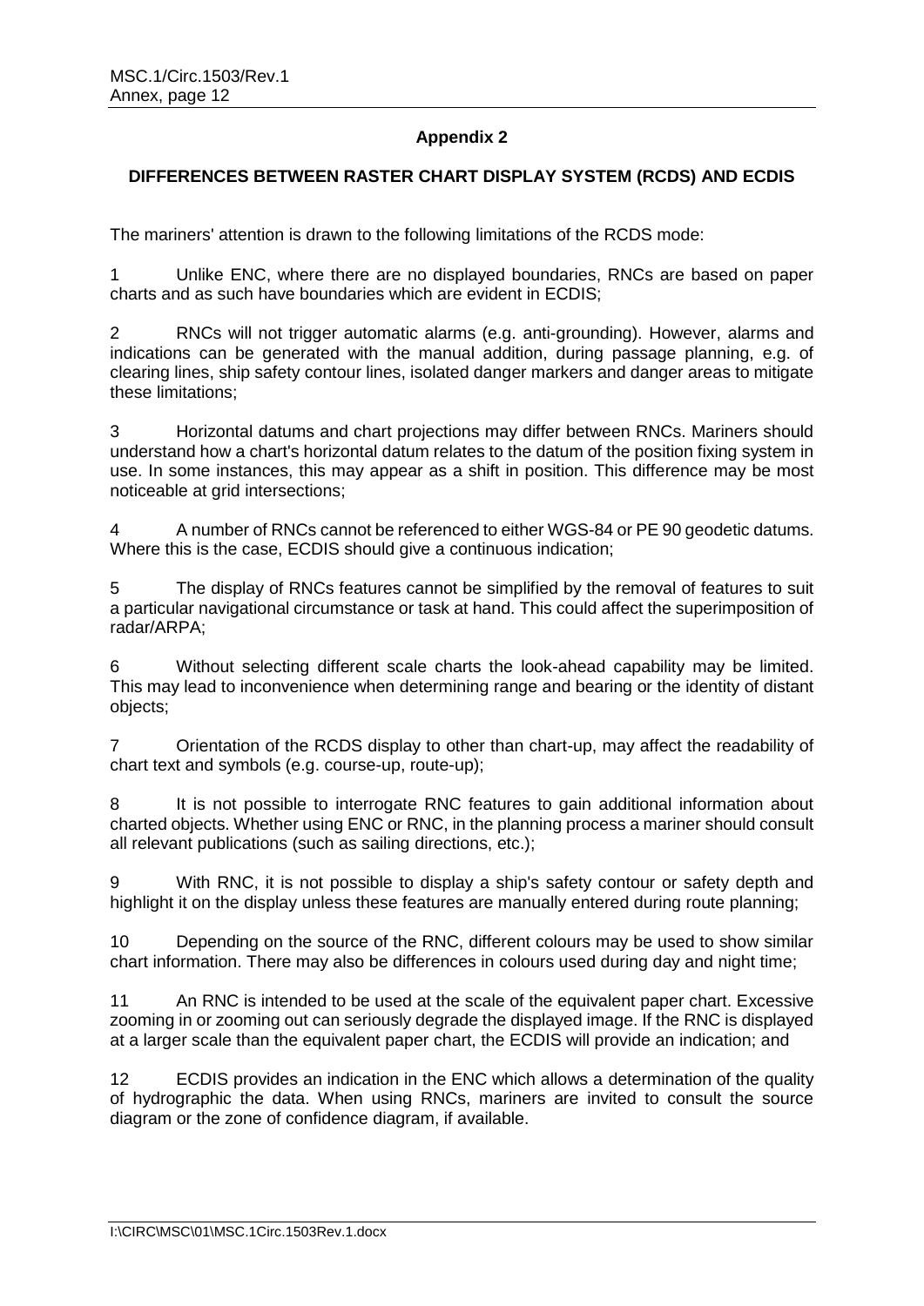## Appendix 2

### DIFFERENCES BETWEEN RASTER CHART DISPLAY SYSTEM (RCDS) AND ECDIS

The mariners' attention is drawn to the following limitations of the RCDS mode:

1 Unlike ENC, where there are no displayed boundaries, RNCs are based on paper charts and as such have boundaries which are evident in ECDIS;

2 RNCs will not trigger automatic alarms (e.g. anti-grounding). However, alarms and indications can be generated with the manual addition, during passage planning, e.g. of clearing lines, ship safety contour lines, isolated danger markers and danger areas to mitigate these limitations;

3 Horizontal datums and chart projections may differ between RNCs. Mariners should understand how a chart's horizontal datum relates to the datum of the position fixing system in use. In some instances, this may appear as a shift in position. This difference may be most noticeable at grid intersections;

4 A number of RNCs cannot be referenced to either WGS-84 or PE 90 geodetic datums. Where this is the case, ECDIS should give a continuous indication;

5 The display of RNCs features cannot be simplified by the removal of features to suit a particular navigational circumstance or task at hand. This could affect the superimposition of radar/ARPA;

6 Without selecting different scale charts the look-ahead capability may be limited. This may lead to inconvenience when determining range and bearing or the identity of distant objects;

7 Orientation of the RCDS display to other than chart-up, may affect the readability of chart text and symbols (e.g. course-up, route-up);

8 It is not possible to interrogate RNC features to gain additional information about charted objects. Whether using ENC or RNC, in the planning process a mariner should consult all relevant publications (such as sailing directions, etc.);

9 With RNC, it is not possible to display a ship's safety contour or safety depth and highlight it on the display unless these features are manually entered during route planning;

10 Depending on the source of the RNC, different colours may be used to show similar chart information. There may also be differences in colours used during day and night time;

11 An RNC is intended to be used at the scale of the equivalent paper chart. Excessive zooming in or zooming out can seriously degrade the displayed image. If the RNC is displayed at a larger scale than the equivalent paper chart, the ECDIS will provide an indication; and

12 ECDIS provides an indication in the ENC which allows a determination of the quality of hydrographic the data. When using RNCs, mariners are invited to consult the source diagram or the zone of confidence diagram, if available.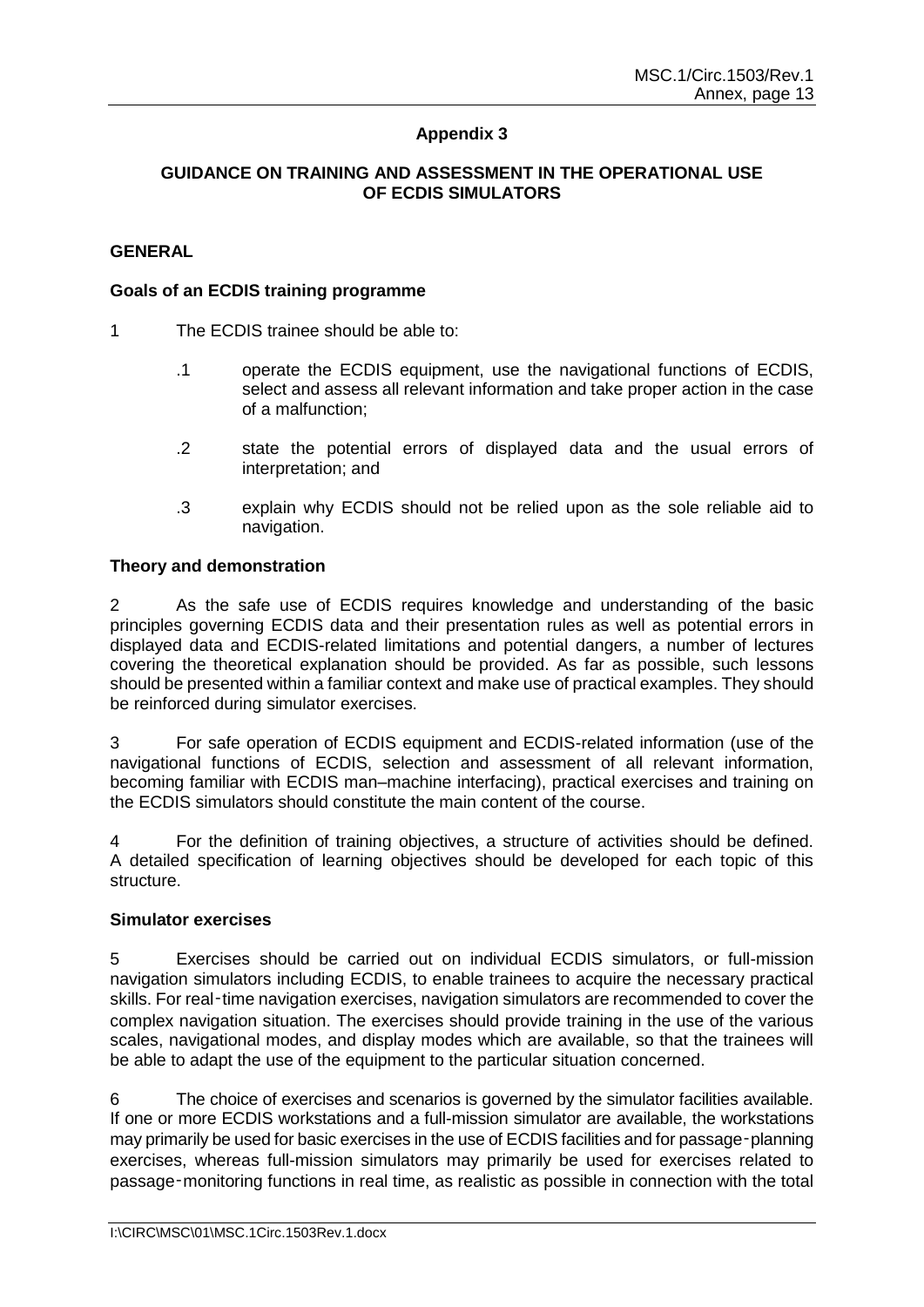## Appendix 3

### GUIDANCE ON TRAINING AND ASSESSMENT IN THE OPERATIONAL USE OF ECDIS SIMULATORS

### GENERAL

#### Goals of an ECDIS training programme

1 The ECDIS trainee should be able to:

- .1 operate the ECDIS equipment, use the navigational functions of ECDIS, select and assess all relevant information and take proper action in the case of a malfunction;
- .2 state the potential errors of displayed data and the usual errors of interpretation; and
- .3 explain why ECDIS should not be relied upon as the sole reliable aid to navigation.

#### Theory and demonstration

2 As the safe use of ECDIS requires knowledge and understanding of the basic principles governing ECDIS data and their presentation rules as well as potential errors in displayed data and ECDIS-related limitations and potential dangers, a number of lectures covering the theoretical explanation should be provided. As far as possible, such lessons should be presented within a familiar context and make use of practical examples. They should be reinforced during simulator exercises.

3 For safe operation of ECDIS equipment and ECDIS-related information (use of the navigational functions of ECDIS, selection and assessment of all relevant information, becoming familiar with ECDIS man–machine interfacing), practical exercises and training on the ECDIS simulators should constitute the main content of the course.

4 For the definition of training objectives, a structure of activities should be defined. A detailed specification of learning objectives should be developed for each topic of this structure.

#### Simulator exercises

5 Exercises should be carried out on individual ECDIS simulators, or full-mission navigation simulators including ECDIS, to enable trainees to acquire the necessary practical skills. For real-time navigation exercises, navigation simulators are recommended to cover the complex navigation situation. The exercises should provide training in the use of the various scales, navigational modes, and display modes which are available, so that the trainees will be able to adapt the use of the equipment to the particular situation concerned.

6 The choice of exercises and scenarios is governed by the simulator facilities available. If one or more ECDIS workstations and a full-mission simulator are available, the workstations may primarily be used for basic exercises in the use of ECDIS facilities and for passage-planning exercises, whereas full-mission simulators may primarily be used for exercises related to passage-monitoring functions in real time, as realistic as possible in connection with the total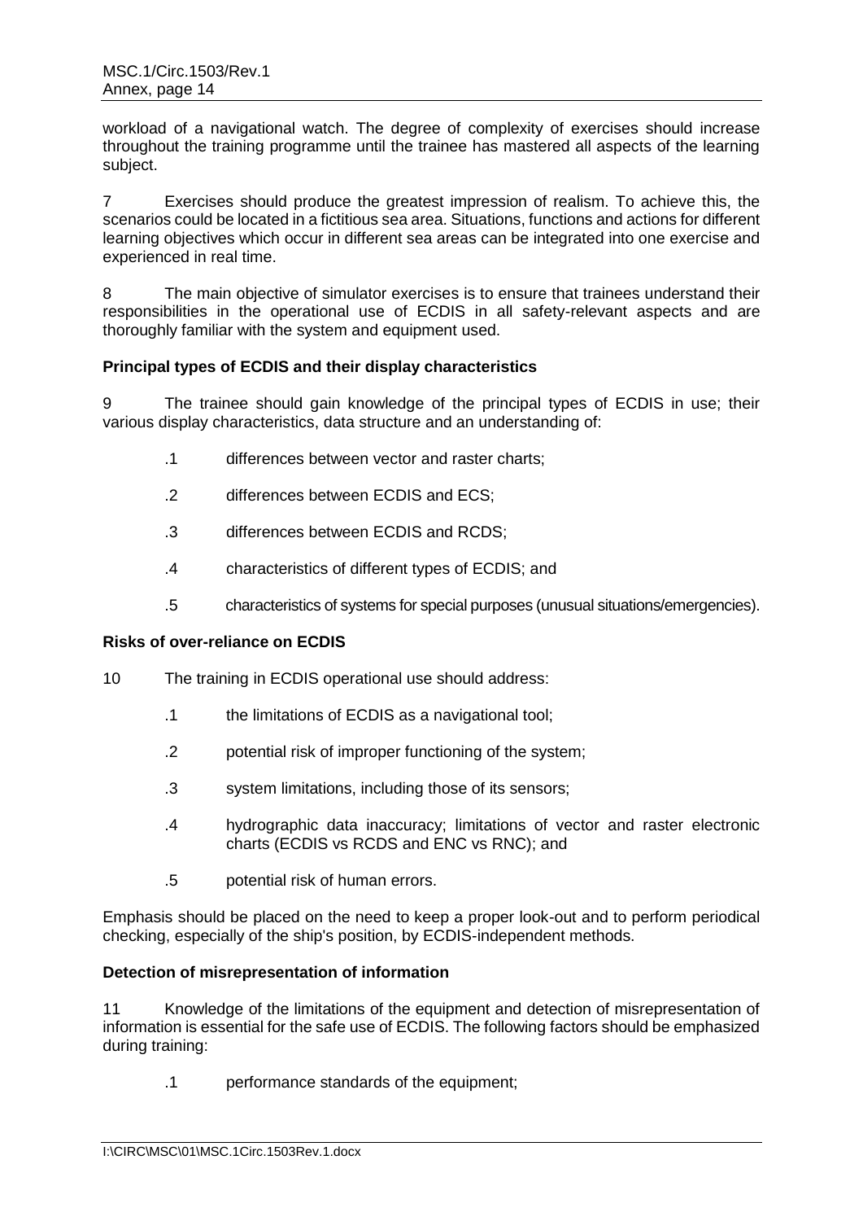workload of a navigational watch. The degree of complexity of exercises should increase throughout the training programme until the trainee has mastered all aspects of the learning subject.

7 Exercises should produce the greatest impression of realism. To achieve this, the scenarios could be located in a fictitious sea area. Situations, functions and actions for different learning objectives which occur in different sea areas can be integrated into one exercise and experienced in real time.

8 The main objective of simulator exercises is to ensure that trainees understand their responsibilities in the operational use of ECDIS in all safety-relevant aspects and are thoroughly familiar with the system and equipment used.

**Principal types of ECDIS and their display characteristics**

9 The trainee should gain knowledge of the principal types of ECDIS in use; their various display characteristics, data structure and an understanding of:

- .1 differences between vector and raster charts;
- .2 differences between ECDIS and ECS;
- .3 differences between ECDIS and RCDS;
- .4 characteristics of different types of ECDIS; and
- .5 characteristics of systems for special purposes (unusual situations/emergencies).

**Risks of over-reliance on ECDIS**

10 The training in ECDIS operational use should address:

- .1 the limitations of ECDIS as a navigational tool;
- .2 potential risk of improper functioning of the system;
- .3 system limitations, including those of its sensors;
- .4 hydrographic data inaccuracy; limitations of vector and raster electronic charts (ECDIS vs RCDS and ENC vs RNC); and
- .5 potential risk of human errors.

Emphasis should be placed on the need to keep a proper look-out and to perform periodical checking, especially of the ship's position, by ECDIS-independent methods.

**Detection of misrepresentation of information**

11 Knowledge of the limitations of the equipment and detection of misrepresentation of information is essential for the safe use of ECDIS. The following factors should be emphasized during training:

- .1 performance standards of the equipment;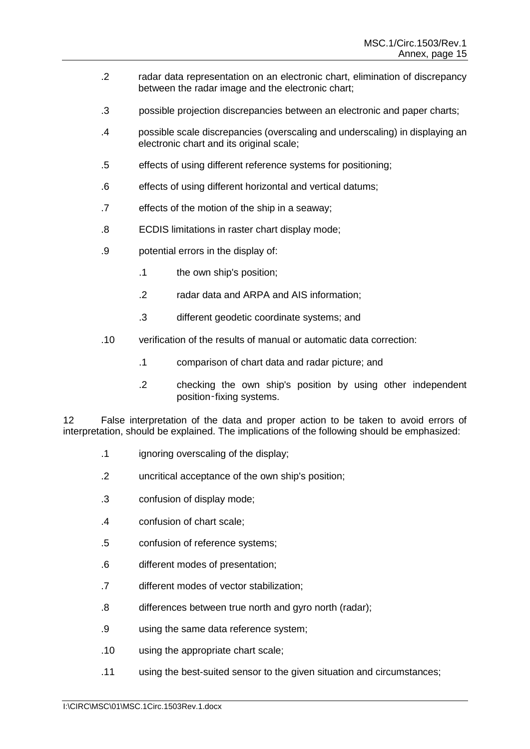.2 radar data representation on an electronic chart, elimination of discrepancy between the radar image and the electronic chart;

.3 possible projection discrepancies between an electronic and paper charts;

.4 possible scale discrepancies (overscaling and underscaling) in displaying an electronic chart and its original scale;

.5 effects of using different reference systems for positioning;

.6 effects of using different horizontal and vertical datums;

.7 effects of the motion of the ship in a seaway;

.8 ECDIS limitations in raster chart display mode;

.9 potential errors in the display of:

  .1 the own ship's position;

  .2 radar data and ARPA and AIS information;

  .3 different geodetic coordinate systems; and

.10 verification of the results of manual or automatic data correction:

  .1 comparison of chart data and radar picture; and

  .2 checking the own ship's position by using other independent position-fixing systems.

12 False interpretation of the data and proper action to be taken to avoid errors of interpretation, should be explained. The implications of the following should be emphasized:

.1 ignoring overscaling of the display;

.2 uncritical acceptance of the own ship's position;

.3 confusion of display mode;

.4 confusion of chart scale;

.5 confusion of reference systems;

.6 different modes of presentation;

.7 different modes of vector stabilization;

.8 differences between true north and gyro north (radar);

.9 using the same data reference system;

.10 using the appropriate chart scale;

.11 using the best-suited sensor to the given situation and circumstances;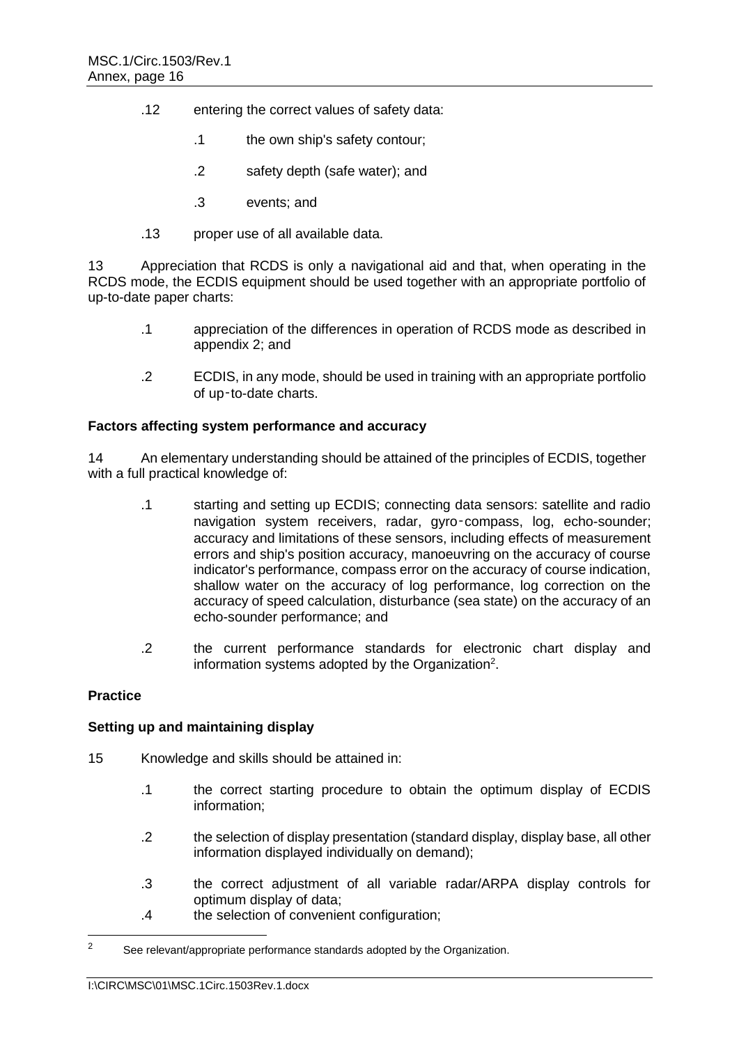.12 entering the correct values of safety data:

  .1 the own ship's safety contour;

  .2 safety depth (safe water); and

  .3 events; and

.13 proper use of all available data.

13 Appreciation that RCDS is only a navigational aid and that, when operating in the RCDS mode, the ECDIS equipment should be used together with an appropriate portfolio of up-to-date paper charts:

  .1 appreciation of the differences in operation of RCDS mode as described in appendix 2; and

  .2 ECDIS, in any mode, should be used in training with an appropriate portfolio of up-to-date charts.

**Factors affecting system performance and accuracy**

14 An elementary understanding should be attained of the principles of ECDIS, together with a full practical knowledge of:

  .1 starting and setting up ECDIS; connecting data sensors: satellite and radio navigation system receivers, radar, gyro-compass, log, echo-sounder; accuracy and limitations of these sensors, including effects of measurement errors and ship's position accuracy, manoeuvring on the accuracy of course indicator's performance, compass error on the accuracy of course indication, shallow water on the accuracy of log performance, log correction on the accuracy of speed calculation, disturbance (sea state) on the accuracy of an echo-sounder performance; and

  .2 the current performance standards for electronic chart display and information systems adopted by the Organization[2].

**Practice**

**Setting up and maintaining display**

15 Knowledge and skills should be attained in:

  .1 the correct starting procedure to obtain the optimum display of ECDIS information;

  .2 the selection of display presentation (standard display, display base, all other information displayed individually on demand);

  .3 the correct adjustment of all variable radar/ARPA display controls for optimum display of data;

  .4 the selection of convenient configuration;

---

[2] See relevant/appropriate performance standards adopted by the Organization.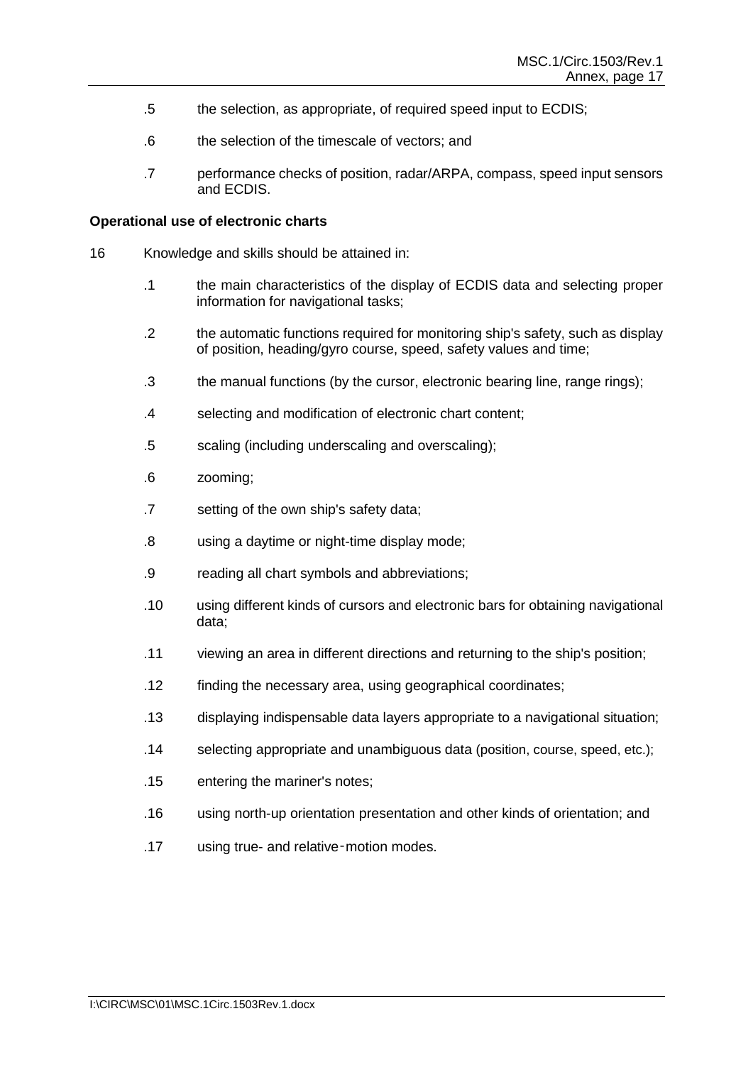.5 the selection, as appropriate, of required speed input to ECDIS;

.6 the selection of the timescale of vectors; and

.7 performance checks of position, radar/ARPA, compass, speed input sensors and ECDIS.

**Operational use of electronic charts**

16 Knowledge and skills should be attained in:

.1 the main characteristics of the display of ECDIS data and selecting proper information for navigational tasks;

.2 the automatic functions required for monitoring ship's safety, such as display of position, heading/gyro course, speed, safety values and time;

.3 the manual functions (by the cursor, electronic bearing line, range rings);

.4 selecting and modification of electronic chart content;

.5 scaling (including underscaling and overscaling);

.6 zooming;

.7 setting of the own ship's safety data;

.8 using a daytime or night-time display mode;

.9 reading all chart symbols and abbreviations;

.10 using different kinds of cursors and electronic bars for obtaining navigational data;

.11 viewing an area in different directions and returning to the ship's position;

.12 finding the necessary area, using geographical coordinates;

.13 displaying indispensable data layers appropriate to a navigational situation;

.14 selecting appropriate and unambiguous data (position, course, speed, etc.);

.15 entering the mariner's notes;

.16 using north-up orientation presentation and other kinds of orientation; and

.17 using true- and relative-motion modes.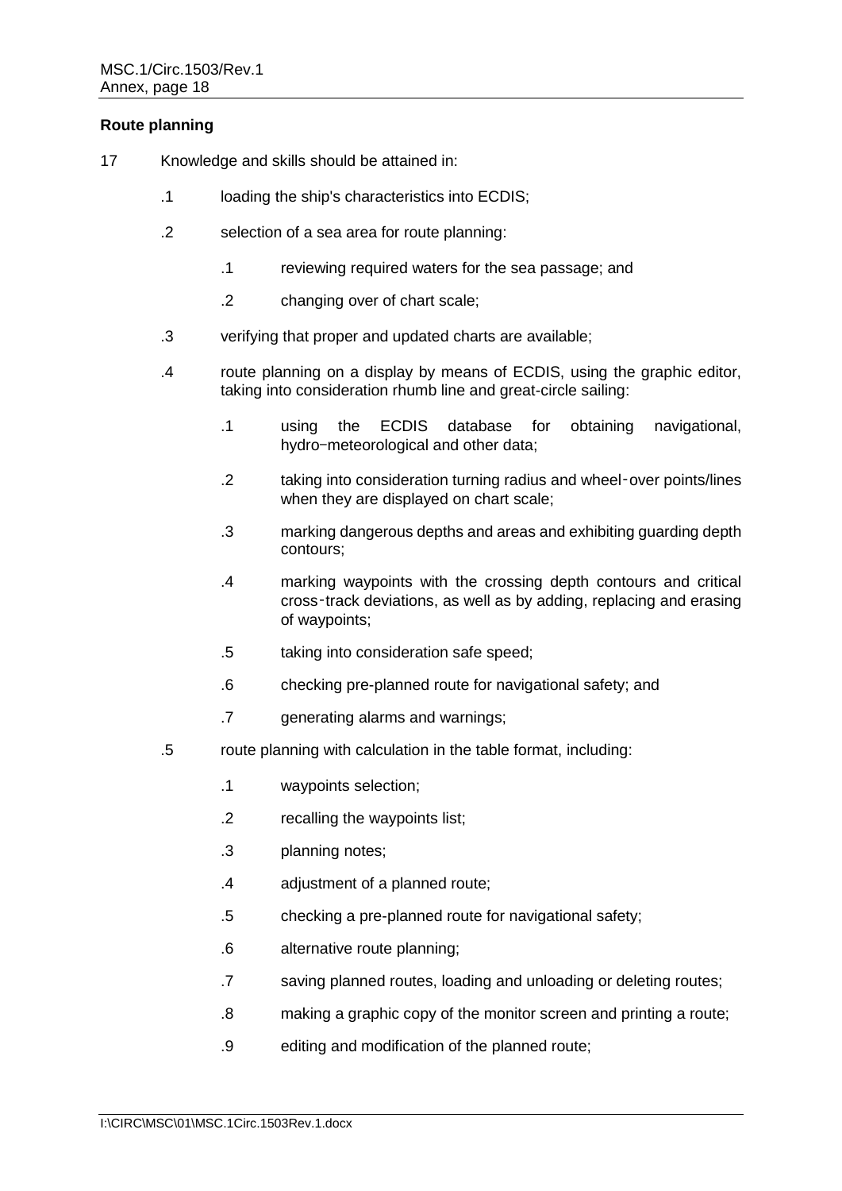**Route planning**

17 Knowledge and skills should be attained in:

- .1 loading the ship's characteristics into ECDIS;
- .2 selection of a sea area for route planning:
  - .1 reviewing required waters for the sea passage; and
  - .2 changing over of chart scale;
- .3 verifying that proper and updated charts are available;
- .4 route planning on a display by means of ECDIS, using the graphic editor, taking into consideration rhumb line and great-circle sailing:
  - .1 using the ECDIS database for obtaining navigational, hydro-meteorological and other data;
  - .2 taking into consideration turning radius and wheel-over points/lines when they are displayed on chart scale;
  - .3 marking dangerous depths and areas and exhibiting guarding depth contours;
  - .4 marking waypoints with the crossing depth contours and critical cross-track deviations, as well as by adding, replacing and erasing of waypoints;
  - .5 taking into consideration safe speed;
  - .6 checking pre-planned route for navigational safety; and
  - .7 generating alarms and warnings;
- .5 route planning with calculation in the table format, including:
  - .1 waypoints selection;
  - .2 recalling the waypoints list;
  - .3 planning notes;
  - .4 adjustment of a planned route;
  - .5 checking a pre-planned route for navigational safety;
  - .6 alternative route planning;
  - .7 saving planned routes, loading and unloading or deleting routes;
  - .8 making a graphic copy of the monitor screen and printing a route;
  - .9 editing and modification of the planned route;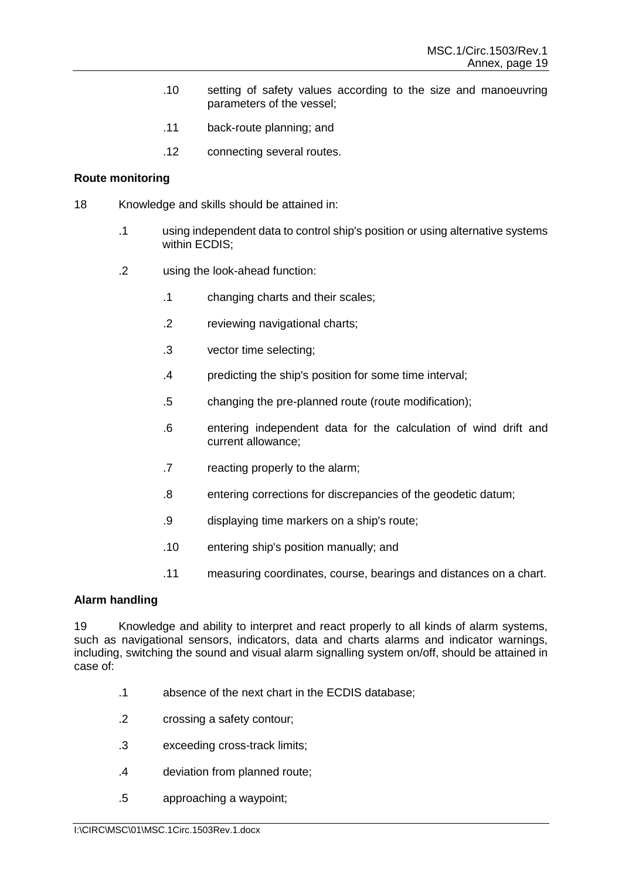.10 setting of safety values according to the size and manoeuvring parameters of the vessel;

.11 back-route planning; and

.12 connecting several routes.

**Route monitoring**

18 Knowledge and skills should be attained in:

.1 using independent data to control ship's position or using alternative systems within ECDIS;

.2 using the look-ahead function:

  .1 changing charts and their scales;

  .2 reviewing navigational charts;

  .3 vector time selecting;

  .4 predicting the ship's position for some time interval;

  .5 changing the pre-planned route (route modification);

  .6 entering independent data for the calculation of wind drift and current allowance;

  .7 reacting properly to the alarm;

  .8 entering corrections for discrepancies of the geodetic datum;

  .9 displaying time markers on a ship's route;

  .10 entering ship's position manually; and

  .11 measuring coordinates, course, bearings and distances on a chart.

**Alarm handling**

19 Knowledge and ability to interpret and react properly to all kinds of alarm systems, such as navigational sensors, indicators, data and charts alarms and indicator warnings, including, switching the sound and visual alarm signalling system on/off, should be attained in case of:

.1 absence of the next chart in the ECDIS database;

.2 crossing a safety contour;

.3 exceeding cross-track limits;

.4 deviation from planned route;

.5 approaching a waypoint;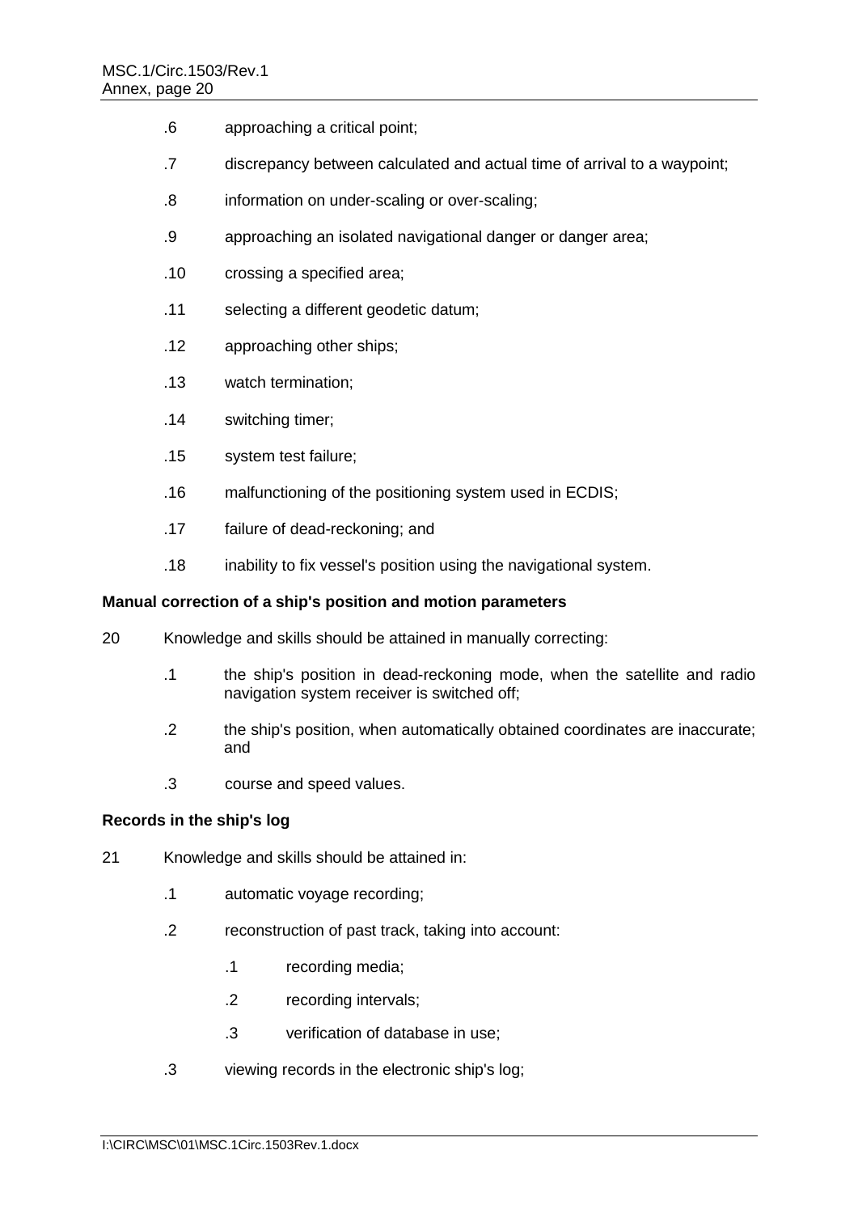.6 approaching a critical point;

.7 discrepancy between calculated and actual time of arrival to a waypoint;

.8 information on under-scaling or over-scaling;

.9 approaching an isolated navigational danger or danger area;

.10 crossing a specified area;

.11 selecting a different geodetic datum;

.12 approaching other ships;

.13 watch termination;

.14 switching timer;

.15 system test failure;

.16 malfunctioning of the positioning system used in ECDIS;

.17 failure of dead-reckoning; and

.18 inability to fix vessel's position using the navigational system.

**Manual correction of a ship's position and motion parameters**

20 Knowledge and skills should be attained in manually correcting:

.1 the ship's position in dead-reckoning mode, when the satellite and radio navigation system receiver is switched off;

.2 the ship's position, when automatically obtained coordinates are inaccurate; and

.3 course and speed values.

**Records in the ship's log**

21 Knowledge and skills should be attained in:

.1 automatic voyage recording;

.2 reconstruction of past track, taking into account:

  .1 recording media;

  .2 recording intervals;

  .3 verification of database in use;

.3 viewing records in the electronic ship's log;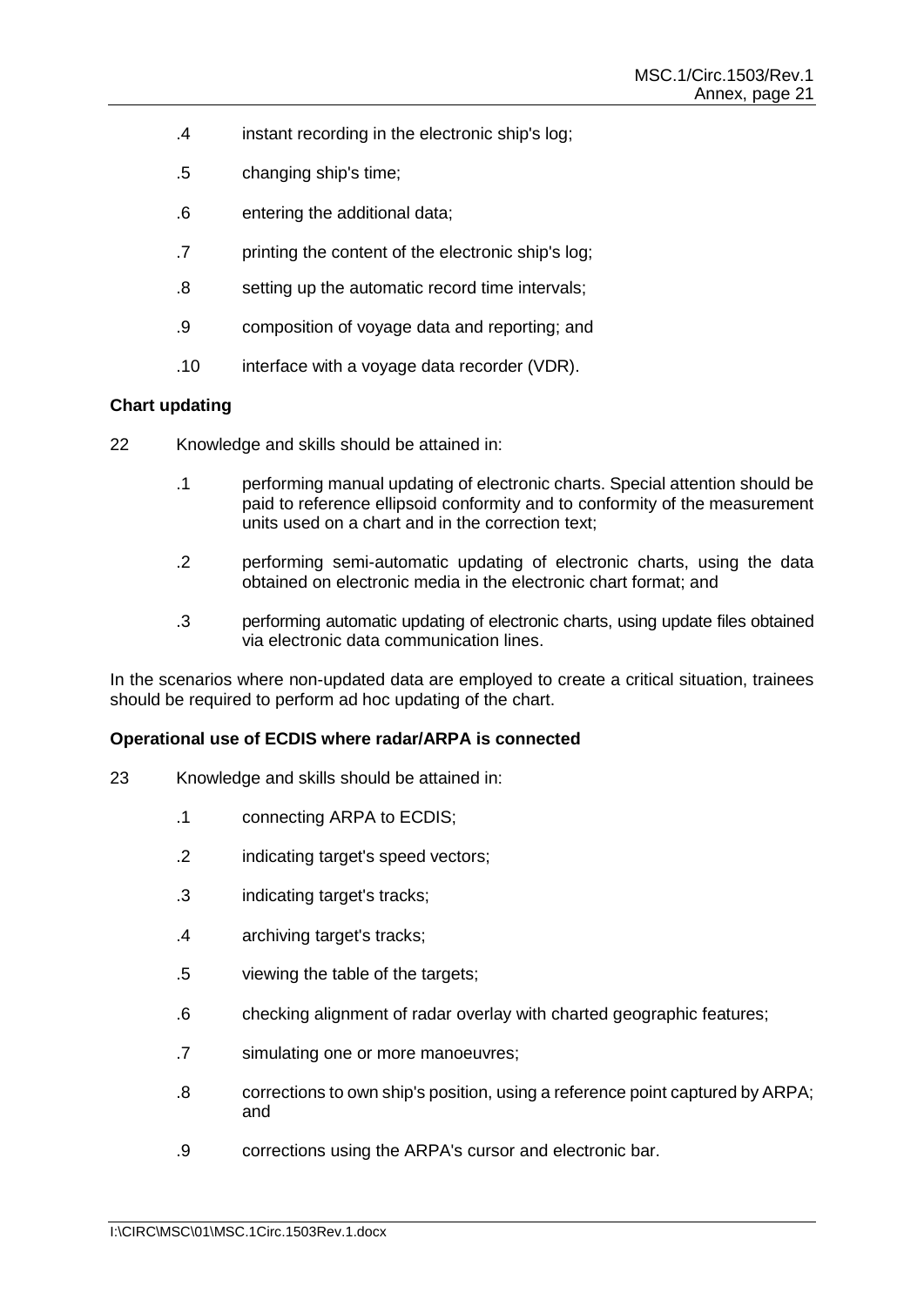.4 instant recording in the electronic ship's log;

.5 changing ship's time;

.6 entering the additional data;

.7 printing the content of the electronic ship's log;

.8 setting up the automatic record time intervals;

.9 composition of voyage data and reporting; and

.10 interface with a voyage data recorder (VDR).

**Chart updating**

22 Knowledge and skills should be attained in:

.1 performing manual updating of electronic charts. Special attention should be paid to reference ellipsoid conformity and to conformity of the measurement units used on a chart and in the correction text;

.2 performing semi-automatic updating of electronic charts, using the data obtained on electronic media in the electronic chart format; and

.3 performing automatic updating of electronic charts, using update files obtained via electronic data communication lines.

In the scenarios where non-updated data are employed to create a critical situation, trainees should be required to perform ad hoc updating of the chart.

**Operational use of ECDIS where radar/ARPA is connected**

23 Knowledge and skills should be attained in:

.1 connecting ARPA to ECDIS;

.2 indicating target's speed vectors;

.3 indicating target's tracks;

.4 archiving target's tracks;

.5 viewing the table of the targets;

.6 checking alignment of radar overlay with charted geographic features;

.7 simulating one or more manoeuvres;

.8 corrections to own ship's position, using a reference point captured by ARPA; and

.9 corrections using the ARPA's cursor and electronic bar.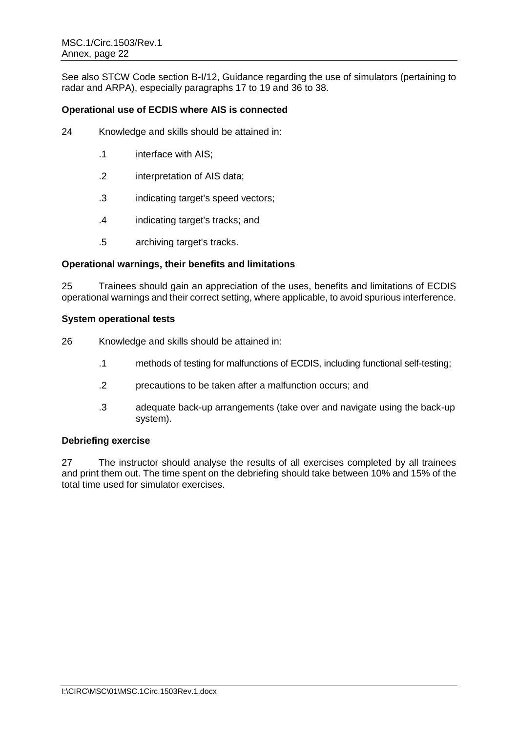See also STCW Code section B-I/12, Guidance regarding the use of simulators (pertaining to radar and ARPA), especially paragraphs 17 to 19 and 36 to 38.

**Operational use of ECDIS where AIS is connected**

24 Knowledge and skills should be attained in:

.1 interface with AIS;

.2 interpretation of AIS data;

.3 indicating target's speed vectors;

.4 indicating target's tracks; and

.5 archiving target's tracks.

**Operational warnings, their benefits and limitations**

25 Trainees should gain an appreciation of the uses, benefits and limitations of ECDIS operational warnings and their correct setting, where applicable, to avoid spurious interference.

**System operational tests**

26 Knowledge and skills should be attained in:

.1 methods of testing for malfunctions of ECDIS, including functional self-testing;

.2 precautions to be taken after a malfunction occurs; and

.3 adequate back-up arrangements (take over and navigate using the back-up system).

**Debriefing exercise**

27 The instructor should analyse the results of all exercises completed by all trainees and print them out. The time spent on the debriefing should take between 10% and 15% of the total time used for simulator exercises.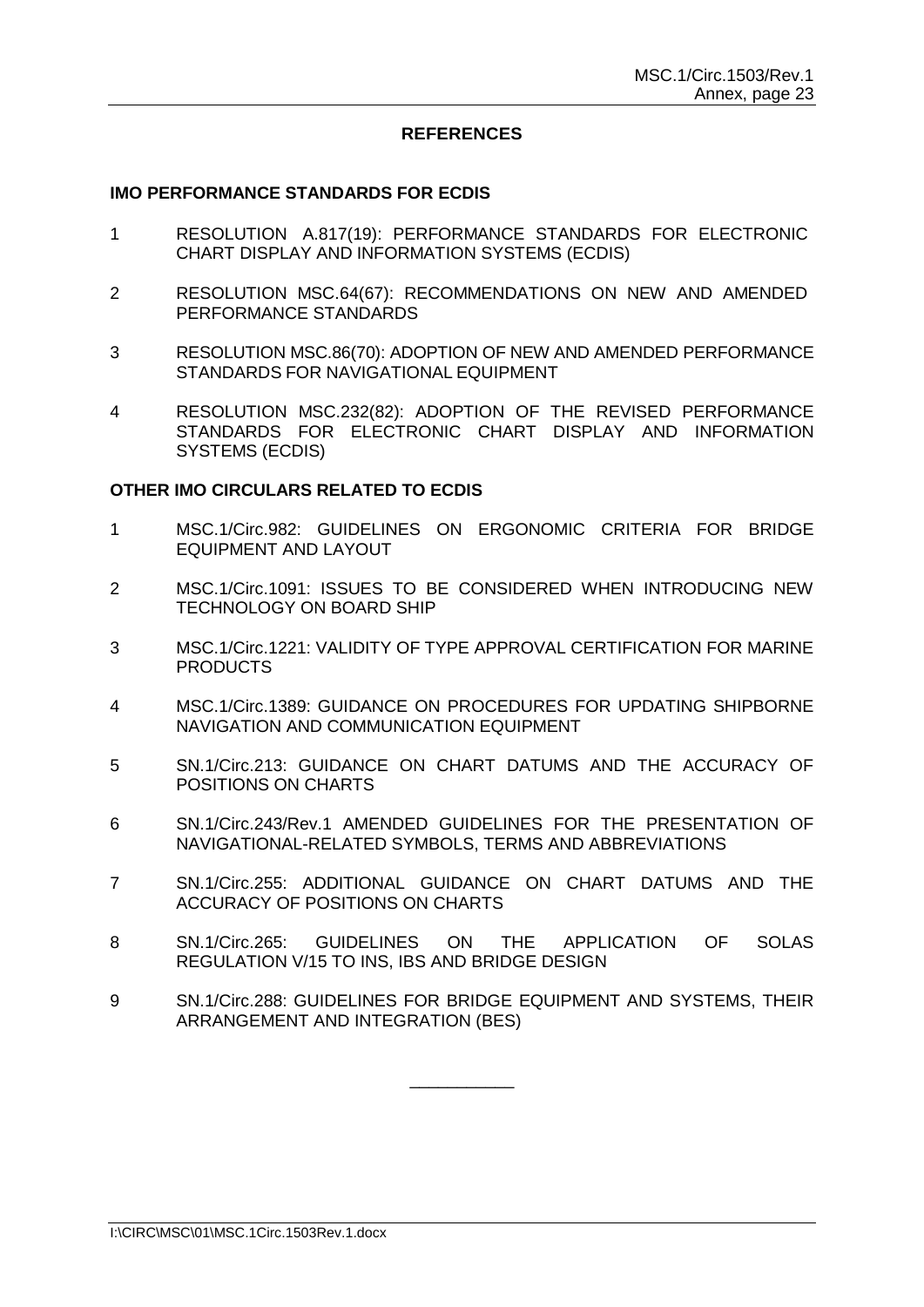## REFERENCES

### IMO PERFORMANCE STANDARDS FOR ECDIS

1. RESOLUTION A.817(19): PERFORMANCE STANDARDS FOR ELECTRONIC CHART DISPLAY AND INFORMATION SYSTEMS (ECDIS)
2. RESOLUTION MSC.64(67): RECOMMENDATIONS ON NEW AND AMENDED PERFORMANCE STANDARDS
3. RESOLUTION MSC.86(70): ADOPTION OF NEW AND AMENDED PERFORMANCE STANDARDS FOR NAVIGATIONAL EQUIPMENT
4. RESOLUTION MSC.232(82): ADOPTION OF THE REVISED PERFORMANCE STANDARDS FOR ELECTRONIC CHART DISPLAY AND INFORMATION SYSTEMS (ECDIS)

### OTHER IMO CIRCULARS RELATED TO ECDIS

1. MSC.1/Circ.982: GUIDELINES ON ERGONOMIC CRITERIA FOR BRIDGE EQUIPMENT AND LAYOUT
2. MSC.1/Circ.1091: ISSUES TO BE CONSIDERED WHEN INTRODUCING NEW TECHNOLOGY ON BOARD SHIP
3. MSC.1/Circ.1221: VALIDITY OF TYPE APPROVAL CERTIFICATION FOR MARINE PRODUCTS
4. MSC.1/Circ.1389: GUIDANCE ON PROCEDURES FOR UPDATING SHIPBORNE NAVIGATION AND COMMUNICATION EQUIPMENT
5. SN.1/Circ.213: GUIDANCE ON CHART DATUMS AND THE ACCURACY OF POSITIONS ON CHARTS
6. SN.1/Circ.243/Rev.1 AMENDED GUIDELINES FOR THE PRESENTATION OF NAVIGATIONAL-RELATED SYMBOLS, TERMS AND ABBREVIATIONS
7. SN.1/Circ.255: ADDITIONAL GUIDANCE ON CHART DATUMS AND THE ACCURACY OF POSITIONS ON CHARTS
8. SN.1/Circ.265: GUIDELINES ON THE APPLICATION OF SOLAS REGULATION V/15 TO INS, IBS AND BRIDGE DESIGN
9. SN.1/Circ.288: GUIDELINES FOR BRIDGE EQUIPMENT AND SYSTEMS, THEIR ARRANGEMENT AND INTEGRATION (BES)

___________